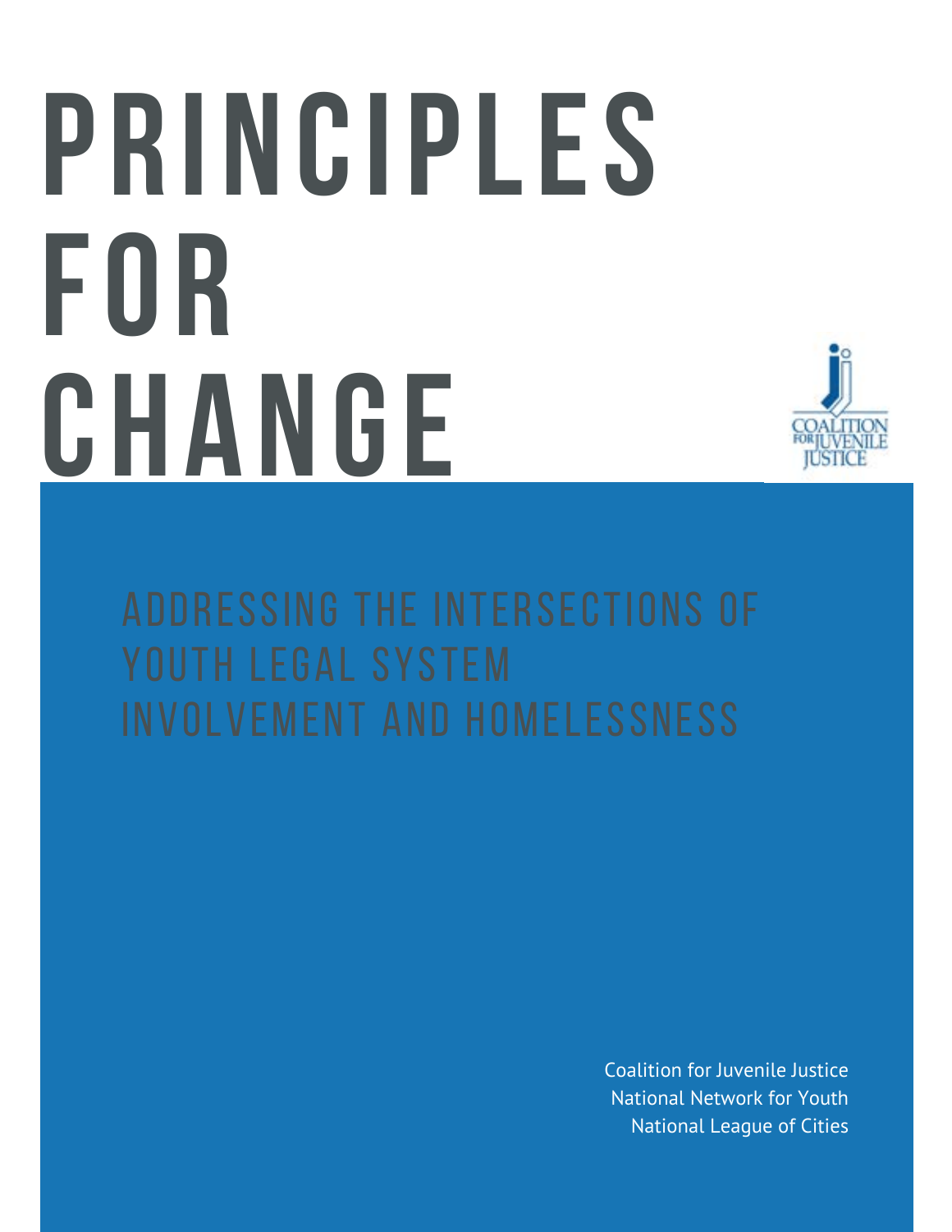# PRINCIPLES FOR CHANGE

COALITION FOR JUVENILE JUSTICE

## ADDRESSING THE INTERSECTIONS OF YOUTH LEGAL SYSTEM INVOLVEMENT AND HOMELESSNESS

Coalition for Juvenile Justice
National Network for Youth
National League of Cities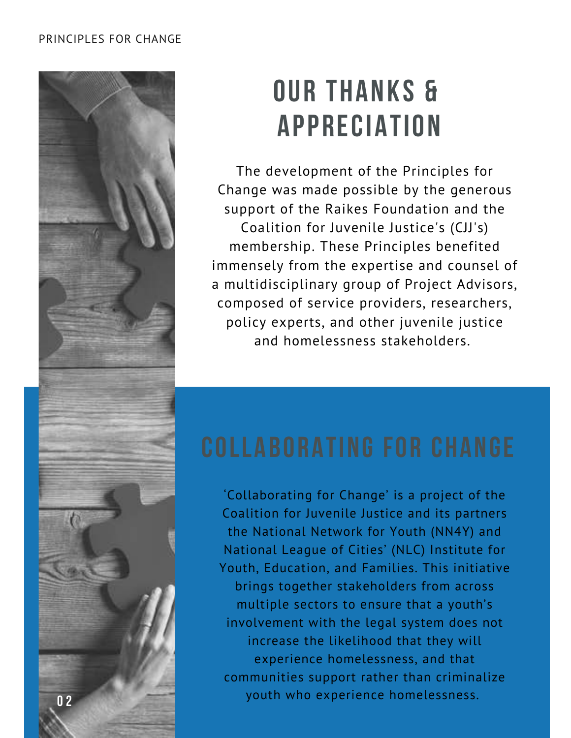# OUR THANKS & APPRECIATION

The development of the Principles for Change was made possible by the generous support of the Raikes Foundation and the Coalition for Juvenile Justice's (CJJ's) membership. These Principles benefited immensely from the expertise and counsel of a multidisciplinary group of Project Advisors, composed of service providers, researchers, policy experts, and other juvenile justice and homelessness stakeholders.

# COLLABORATING FOR CHANGE

'Collaborating for Change' is a project of the Coalition for Juvenile Justice and its partners the National Network for Youth (NN4Y) and National League of Cities' (NLC) Institute for Youth, Education, and Families. This initiative brings together stakeholders from across multiple sectors to ensure that a youth's involvement with the legal system does not increase the likelihood that they will experience homelessness, and that communities support rather than criminalize youth who experience homelessness.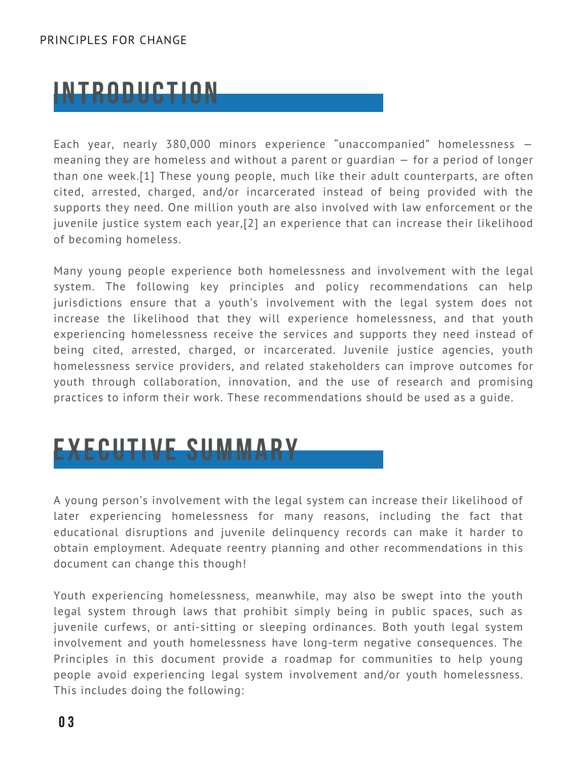# INTRODUCTION

Each year, nearly 380,000 minors experience "unaccompanied" homelessness — meaning they are homeless and without a parent or guardian — for a period of longer than one week.[1] These young people, much like their adult counterparts, are often cited, arrested, charged, and/or incarcerated instead of being provided with the supports they need. One million youth are also involved with law enforcement or the juvenile justice system each year,[2] an experience that can increase their likelihood of becoming homeless.

Many young people experience both homelessness and involvement with the legal system. The following key principles and policy recommendations can help jurisdictions ensure that a youth's involvement with the legal system does not increase the likelihood that they will experience homelessness, and that youth experiencing homelessness receive the services and supports they need instead of being cited, arrested, charged, or incarcerated. Juvenile justice agencies, youth homelessness service providers, and related stakeholders can improve outcomes for youth through collaboration, innovation, and the use of research and promising practices to inform their work. These recommendations should be used as a guide.

# EXECUTIVE SUMMARY

A young person's involvement with the legal system can increase their likelihood of later experiencing homelessness for many reasons, including the fact that educational disruptions and juvenile delinquency records can make it harder to obtain employment. Adequate reentry planning and other recommendations in this document can change this though!

Youth experiencing homelessness, meanwhile, may also be swept into the youth legal system through laws that prohibit simply being in public spaces, such as juvenile curfews, or anti-sitting or sleeping ordinances. Both youth legal system involvement and youth homelessness have long-term negative consequences. The Principles in this document provide a roadmap for communities to help young people avoid experiencing legal system involvement and/or youth homelessness. This includes doing the following: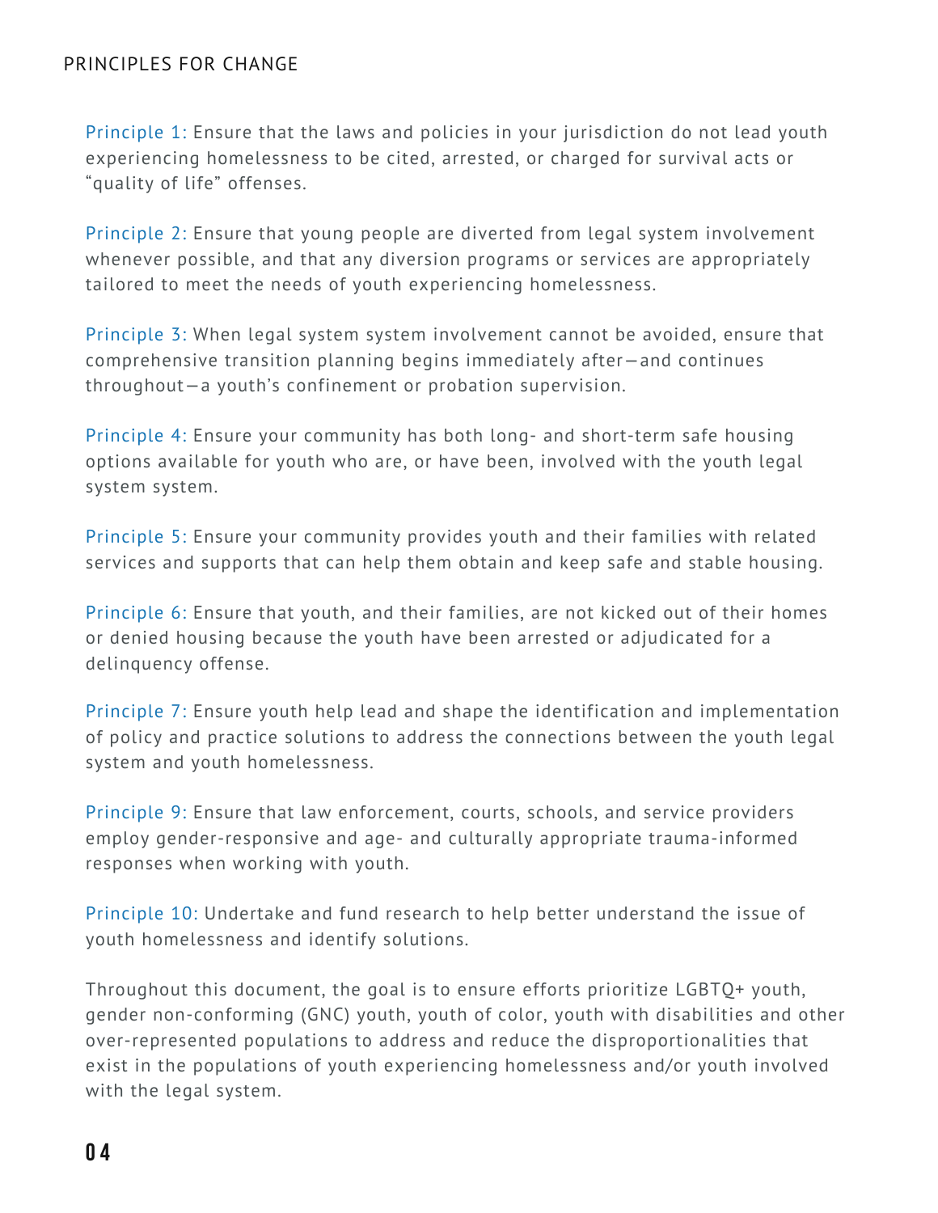## PRINCIPLES FOR CHANGE

Principle 1: Ensure that the laws and policies in your jurisdiction do not lead youth experiencing homelessness to be cited, arrested, or charged for survival acts or “quality of life” offenses.

Principle 2: Ensure that young people are diverted from legal system involvement whenever possible, and that any diversion programs or services are appropriately tailored to meet the needs of youth experiencing homelessness.

Principle 3: When legal system system involvement cannot be avoided, ensure that comprehensive transition planning begins immediately after—and continues throughout—a youth’s confinement or probation supervision.

Principle 4: Ensure your community has both long- and short-term safe housing options available for youth who are, or have been, involved with the youth legal system system.

Principle 5: Ensure your community provides youth and their families with related services and supports that can help them obtain and keep safe and stable housing.

Principle 6: Ensure that youth, and their families, are not kicked out of their homes or denied housing because the youth have been arrested or adjudicated for a delinquency offense.

Principle 7: Ensure youth help lead and shape the identification and implementation of policy and practice solutions to address the connections between the youth legal system and youth homelessness.

Principle 9: Ensure that law enforcement, courts, schools, and service providers employ gender-responsive and age- and culturally appropriate trauma-informed responses when working with youth.

Principle 10: Undertake and fund research to help better understand the issue of youth homelessness and identify solutions.

Throughout this document, the goal is to ensure efforts prioritize LGBTQ+ youth, gender non-conforming (GNC) youth, youth of color, youth with disabilities and other over-represented populations to address and reduce the disproportionalities that exist in the populations of youth experiencing homelessness and/or youth involved with the legal system.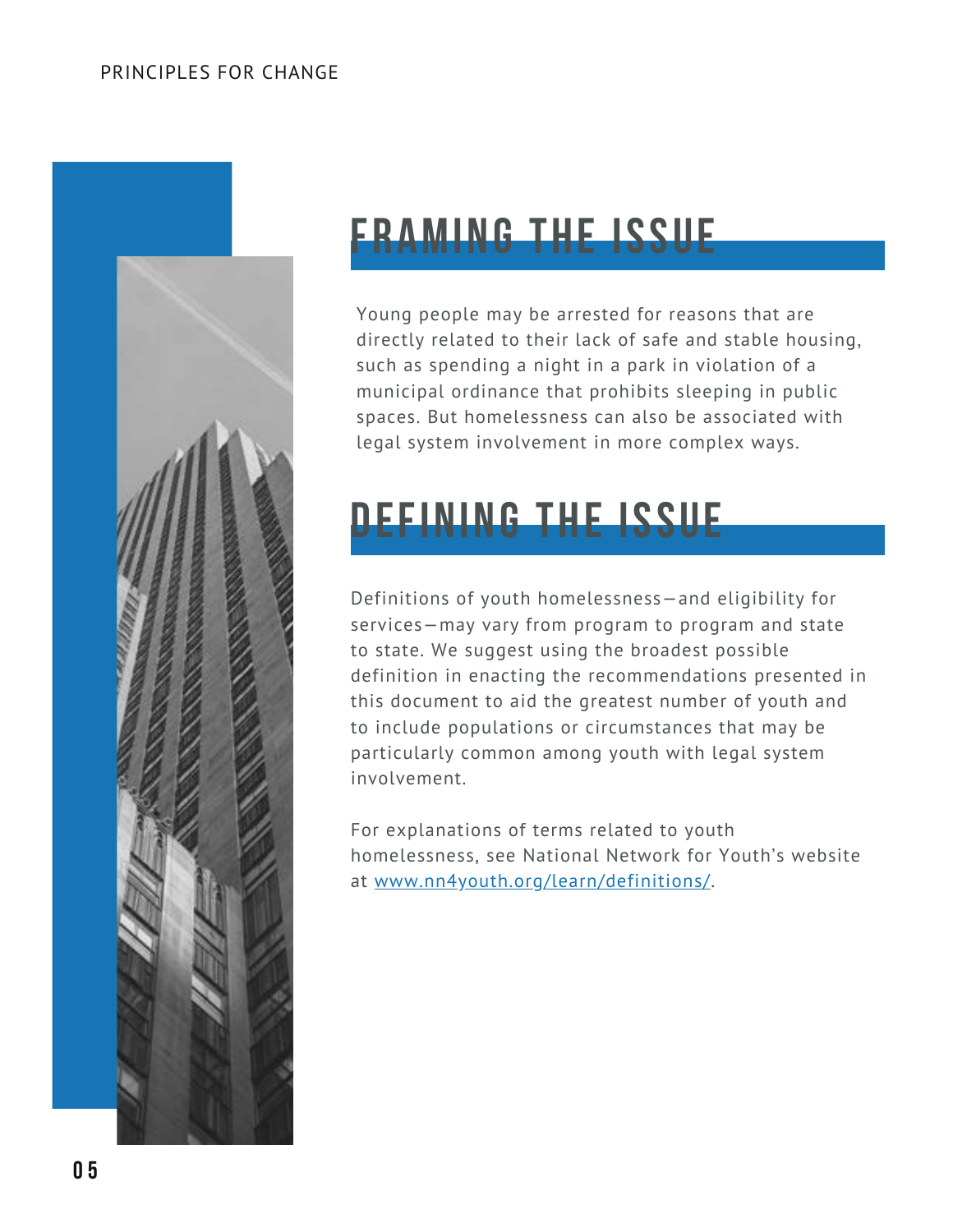## FRAMING THE ISSUE

Young people may be arrested for reasons that are directly related to their lack of safe and stable housing, such as spending a night in a park in violation of a municipal ordinance that prohibits sleeping in public spaces. But homelessness can also be associated with legal system involvement in more complex ways.

## DEFINING THE ISSUE

Definitions of youth homelessness—and eligibility for services—may vary from program to program and state to state. We suggest using the broadest possible definition in enacting the recommendations presented in this document to aid the greatest number of youth and to include populations or circumstances that may be particularly common among youth with legal system involvement.

For explanations of terms related to youth homelessness, see National Network for Youth's website at [www.nn4youth.org/learn/definitions/](http://www.nn4youth.org/learn/definitions/).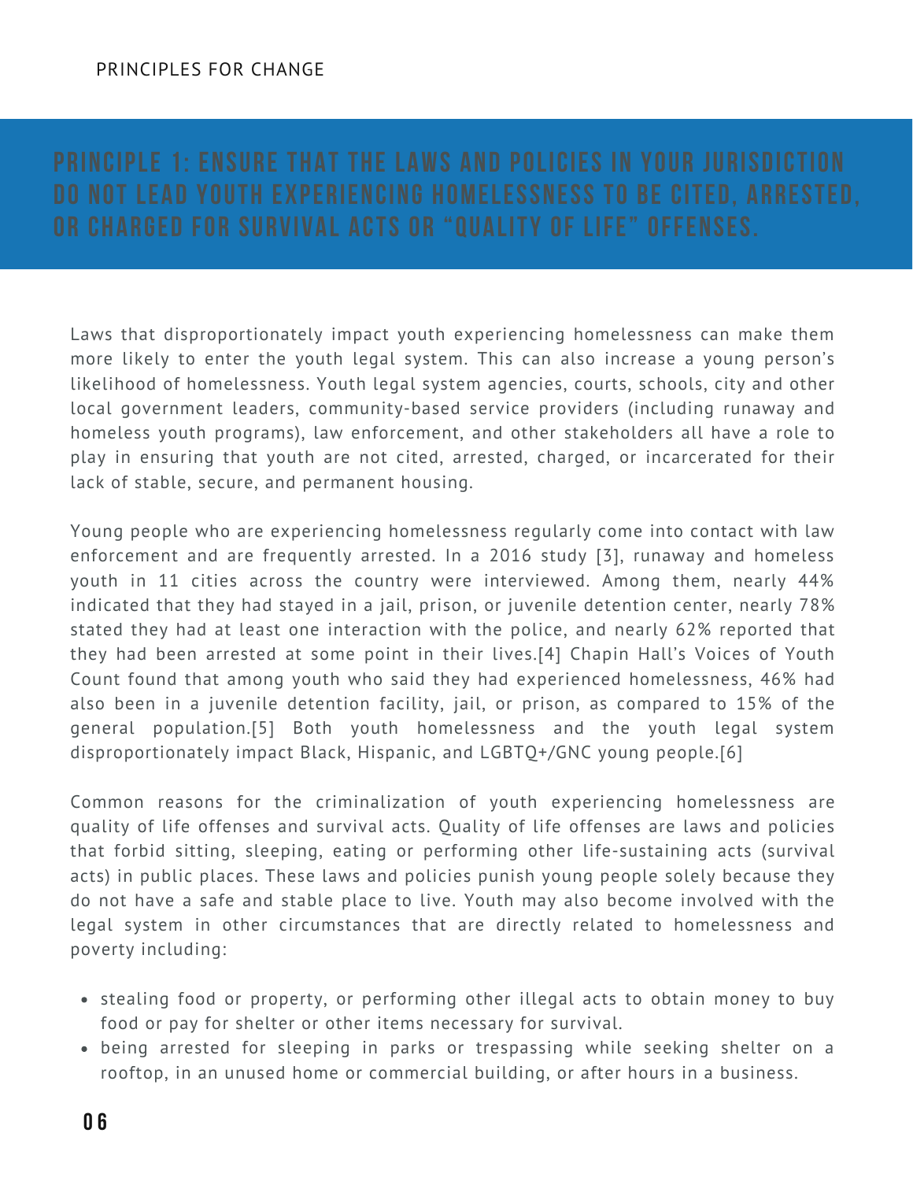## PRINCIPLE 1: ENSURE THAT THE LAWS AND POLICIES IN YOUR JURISDICTION DO NOT LEAD YOUTH EXPERIENCING HOMELESSNESS TO BE CITED, ARRESTED, OR CHARGED FOR SURVIVAL ACTS OR "QUALITY OF LIFE" OFFENSES.

Laws that disproportionately impact youth experiencing homelessness can make them more likely to enter the youth legal system. This can also increase a young person's likelihood of homelessness. Youth legal system agencies, courts, schools, city and other local government leaders, community-based service providers (including runaway and homeless youth programs), law enforcement, and other stakeholders all have a role to play in ensuring that youth are not cited, arrested, charged, or incarcerated for their lack of stable, secure, and permanent housing.

Young people who are experiencing homelessness regularly come into contact with law enforcement and are frequently arrested. In a 2016 study [3], runaway and homeless youth in 11 cities across the country were interviewed. Among them, nearly 44% indicated that they had stayed in a jail, prison, or juvenile detention center, nearly 78% stated they had at least one interaction with the police, and nearly 62% reported that they had been arrested at some point in their lives.[4] Chapin Hall's Voices of Youth Count found that among youth who said they had experienced homelessness, 46% had also been in a juvenile detention facility, jail, or prison, as compared to 15% of the general population.[5] Both youth homelessness and the youth legal system disproportionately impact Black, Hispanic, and LGBTQ+/GNC young people.[6]

Common reasons for the criminalization of youth experiencing homelessness are quality of life offenses and survival acts. Quality of life offenses are laws and policies that forbid sitting, sleeping, eating or performing other life-sustaining acts (survival acts) in public places. These laws and policies punish young people solely because they do not have a safe and stable place to live. Youth may also become involved with the legal system in other circumstances that are directly related to homelessness and poverty including:

- stealing food or property, or performing other illegal acts to obtain money to buy food or pay for shelter or other items necessary for survival.
- being arrested for sleeping in parks or trespassing while seeking shelter on a rooftop, in an unused home or commercial building, or after hours in a business.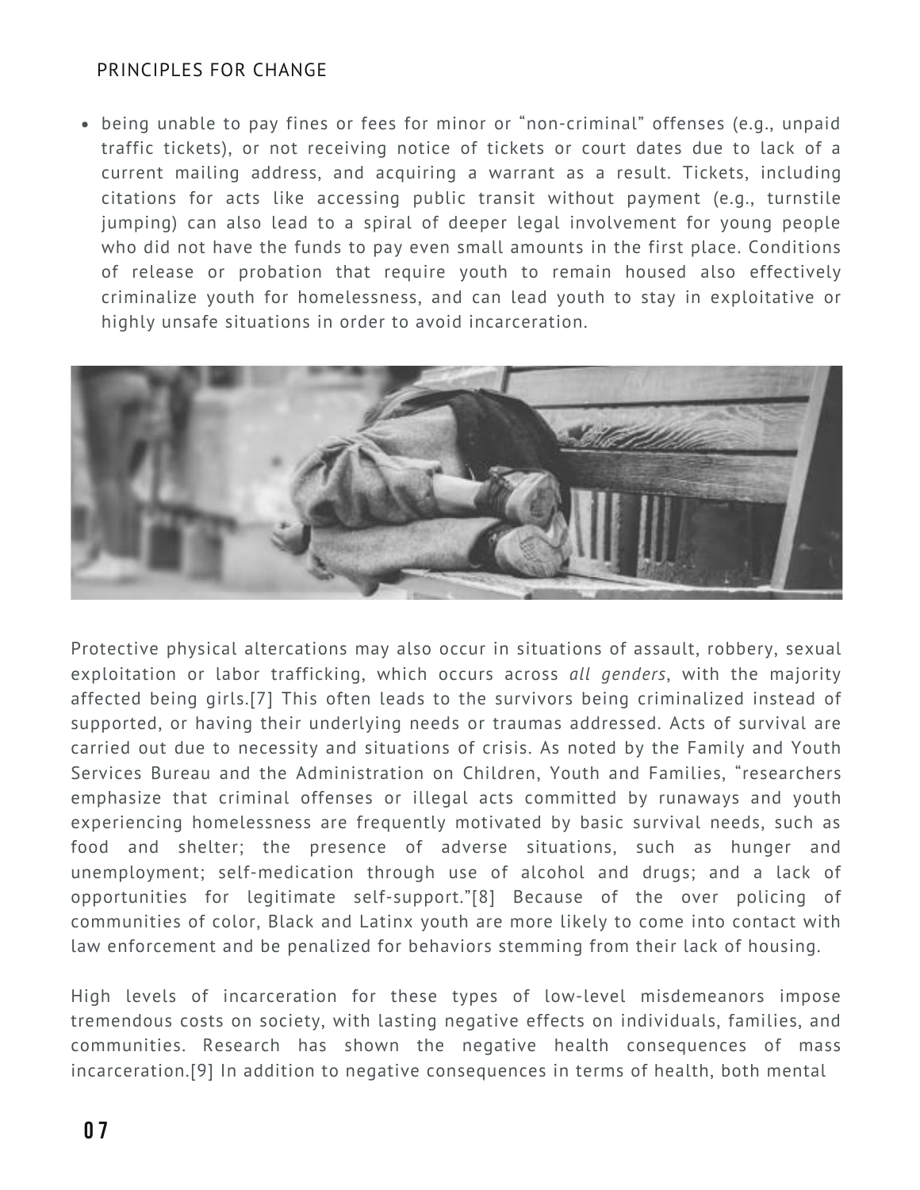- being unable to pay fines or fees for minor or "non-criminal" offenses (e.g., unpaid traffic tickets), or not receiving notice of tickets or court dates due to lack of a current mailing address, and acquiring a warrant as a result. Tickets, including citations for acts like accessing public transit without payment (e.g., turnstile jumping) can also lead to a spiral of deeper legal involvement for young people who did not have the funds to pay even small amounts in the first place. Conditions of release or probation that require youth to remain housed also effectively criminalize youth for homelessness, and can lead youth to stay in exploitative or highly unsafe situations in order to avoid incarceration.

Protective physical altercations may also occur in situations of assault, robbery, sexual exploitation or labor trafficking, which occurs across *all genders*, with the majority affected being girls.[7] This often leads to the survivors being criminalized instead of supported, or having their underlying needs or traumas addressed. Acts of survival are carried out due to necessity and situations of crisis. As noted by the Family and Youth Services Bureau and the Administration on Children, Youth and Families, "researchers emphasize that criminal offenses or illegal acts committed by runaways and youth experiencing homelessness are frequently motivated by basic survival needs, such as food and shelter; the presence of adverse situations, such as hunger and unemployment; self-medication through use of alcohol and drugs; and a lack of opportunities for legitimate self-support."[8] Because of the over policing of communities of color, Black and Latinx youth are more likely to come into contact with law enforcement and be penalized for behaviors stemming from their lack of housing.

High levels of incarceration for these types of low-level misdemeanors impose tremendous costs on society, with lasting negative effects on individuals, families, and communities. Research has shown the negative health consequences of mass incarceration.[9] In addition to negative consequences in terms of health, both mental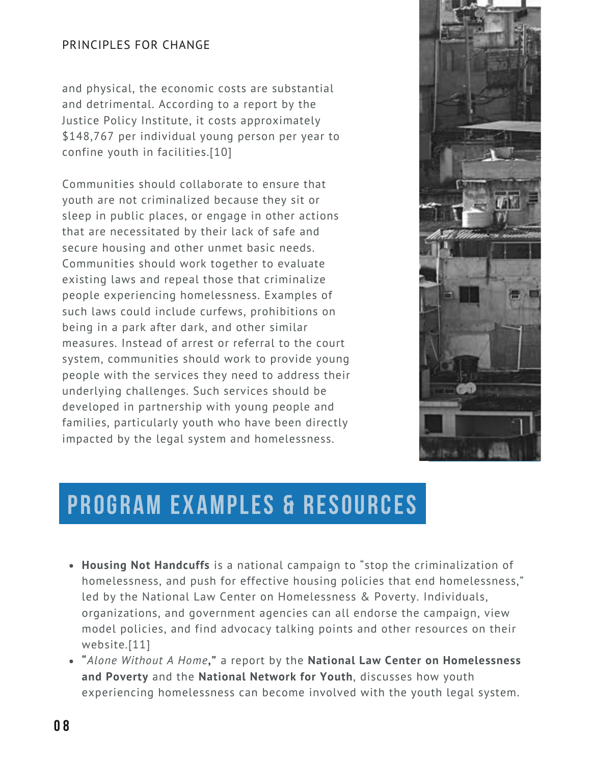and physical, the economic costs are substantial and detrimental. According to a report by the Justice Policy Institute, it costs approximately $148,767 per individual young person per year to confine youth in facilities.[10]

Communities should collaborate to ensure that youth are not criminalized because they sit or sleep in public places, or engage in other actions that are necessitated by their lack of safe and secure housing and other unmet basic needs. Communities should work together to evaluate existing laws and repeal those that criminalize people experiencing homelessness. Examples of such laws could include curfews, prohibitions on being in a park after dark, and other similar measures. Instead of arrest or referral to the court system, communities should work to provide young people with the services they need to address their underlying challenges. Such services should be developed in partnership with young people and families, particularly youth who have been directly impacted by the legal system and homelessness.

## PROGRAM EXAMPLES & RESOURCES

- **Housing Not Handcuffs** is a national campaign to "stop the criminalization of homelessness, and push for effective housing policies that end homelessness," led by the National Law Center on Homelessness & Poverty. Individuals, organizations, and government agencies can all endorse the campaign, view model policies, and find advocacy talking points and other resources on their website.[11]
- **"***Alone Without A Home***,"** a report by the **National Law Center on Homelessness and Poverty** and the **National Network for Youth**, discusses how youth experiencing homelessness can become involved with the youth legal system.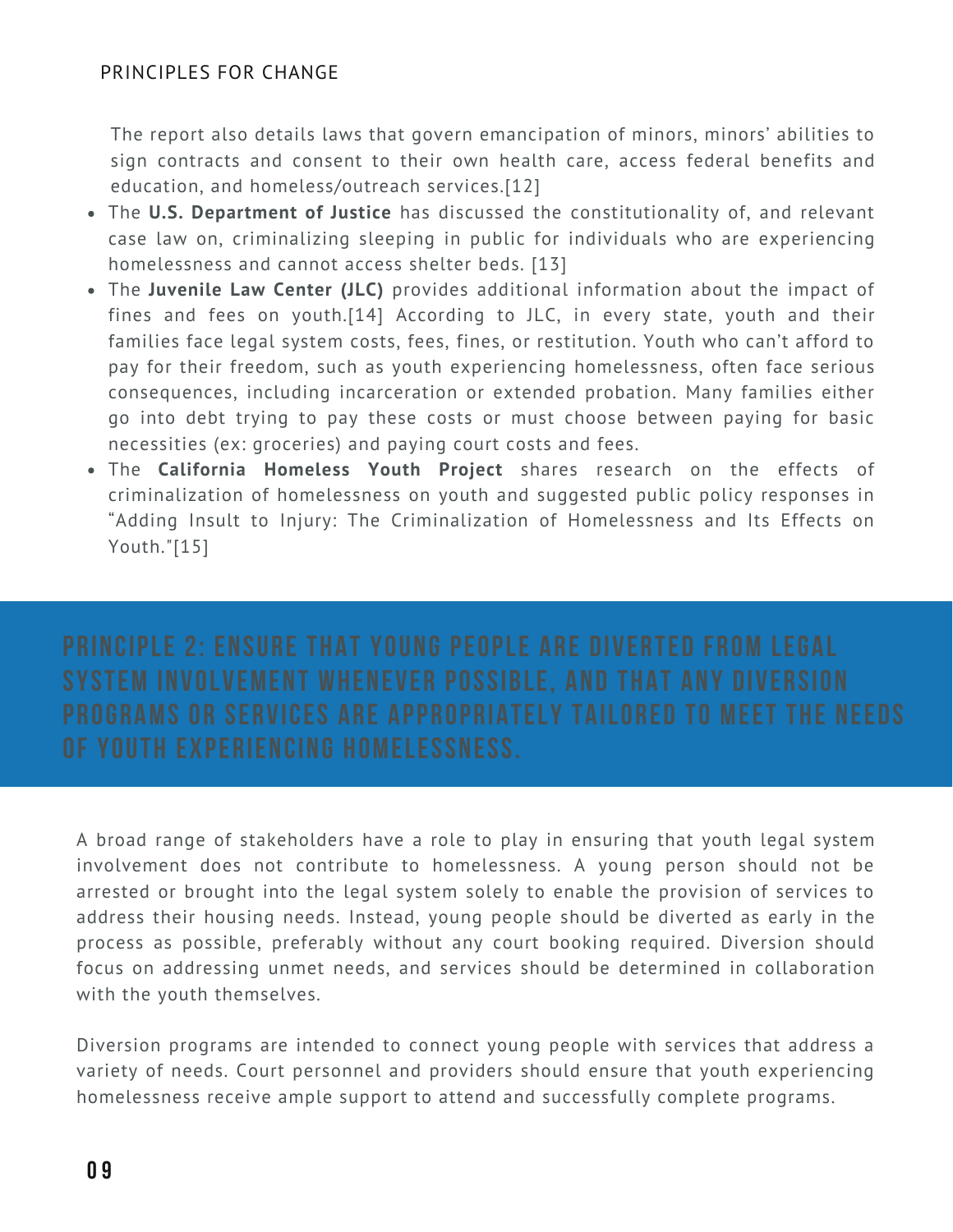The report also details laws that govern emancipation of minors, minors' abilities to sign contracts and consent to their own health care, access federal benefits and education, and homeless/outreach services.[12]

- The **U.S. Department of Justice** has discussed the constitutionality of, and relevant case law on, criminalizing sleeping in public for individuals who are experiencing homelessness and cannot access shelter beds. [13]
- The **Juvenile Law Center (JLC)** provides additional information about the impact of fines and fees on youth.[14] According to JLC, in every state, youth and their families face legal system costs, fees, fines, or restitution. Youth who can't afford to pay for their freedom, such as youth experiencing homelessness, often face serious consequences, including incarceration or extended probation. Many families either go into debt trying to pay these costs or must choose between paying for basic necessities (ex: groceries) and paying court costs and fees.
- The **California Homeless Youth Project** shares research on the effects of criminalization of homelessness on youth and suggested public policy responses in "Adding Insult to Injury: The Criminalization of Homelessness and Its Effects on Youth."[15]

## PRINCIPLE 2: ENSURE THAT YOUNG PEOPLE ARE DIVERTED FROM LEGAL SYSTEM INVOLVEMENT WHENEVER POSSIBLE, AND THAT ANY DIVERSION PROGRAMS OR SERVICES ARE APPROPRIATELY TAILORED TO MEET THE NEEDS OF YOUTH EXPERIENCING HOMELESSNESS.

A broad range of stakeholders have a role to play in ensuring that youth legal system involvement does not contribute to homelessness. A young person should not be arrested or brought into the legal system solely to enable the provision of services to address their housing needs. Instead, young people should be diverted as early in the process as possible, preferably without any court booking required. Diversion should focus on addressing unmet needs, and services should be determined in collaboration with the youth themselves.

Diversion programs are intended to connect young people with services that address a variety of needs. Court personnel and providers should ensure that youth experiencing homelessness receive ample support to attend and successfully complete programs.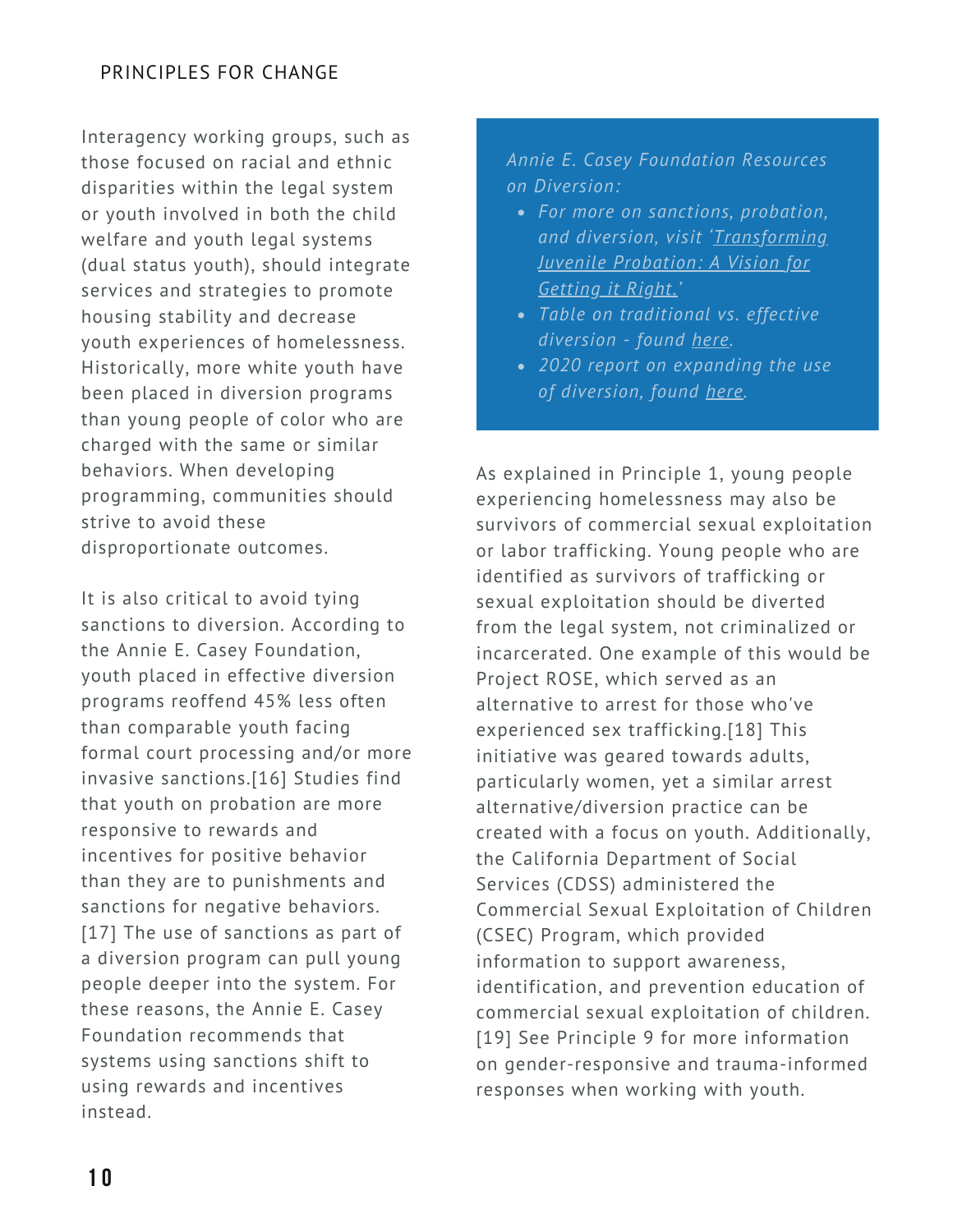Interagency working groups, such as those focused on racial and ethnic disparities within the legal system or youth involved in both the child welfare and youth legal systems (dual status youth), should integrate services and strategies to promote housing stability and decrease youth experiences of homelessness. Historically, more white youth have been placed in diversion programs than young people of color who are charged with the same or similar behaviors. When developing programming, communities should strive to avoid these disproportionate outcomes.

It is also critical to avoid tying sanctions to diversion. According to the Annie E. Casey Foundation, youth placed in effective diversion programs reoffend 45% less often than comparable youth facing formal court processing and/or more invasive sanctions.[16] Studies find that youth on probation are more responsive to rewards and incentives for positive behavior than they are to punishments and sanctions for negative behaviors.[17] The use of sanctions as part of a diversion program can pull young people deeper into the system. For these reasons, the Annie E. Casey Foundation recommends that systems using sanctions shift to using rewards and incentives instead.

*Annie E. Casey Foundation Resources on Diversion:*

- *For more on sanctions, probation, and diversion, visit 'Transforming Juvenile Probation: A Vision for Getting it Right.'*
- *Table on traditional vs. effective diversion - found here.*
- *2020 report on expanding the use of diversion, found here.*

As explained in Principle 1, young people experiencing homelessness may also be survivors of commercial sexual exploitation or labor trafficking. Young people who are identified as survivors of trafficking or sexual exploitation should be diverted from the legal system, not criminalized or incarcerated. One example of this would be Project ROSE, which served as an alternative to arrest for those who've experienced sex trafficking.[18] This initiative was geared towards adults, particularly women, yet a similar arrest alternative/diversion practice can be created with a focus on youth. Additionally, the California Department of Social Services (CDSS) administered the Commercial Sexual Exploitation of Children (CSEC) Program, which provided information to support awareness, identification, and prevention education of commercial sexual exploitation of children.[19] See Principle 9 for more information on gender-responsive and trauma-informed responses when working with youth.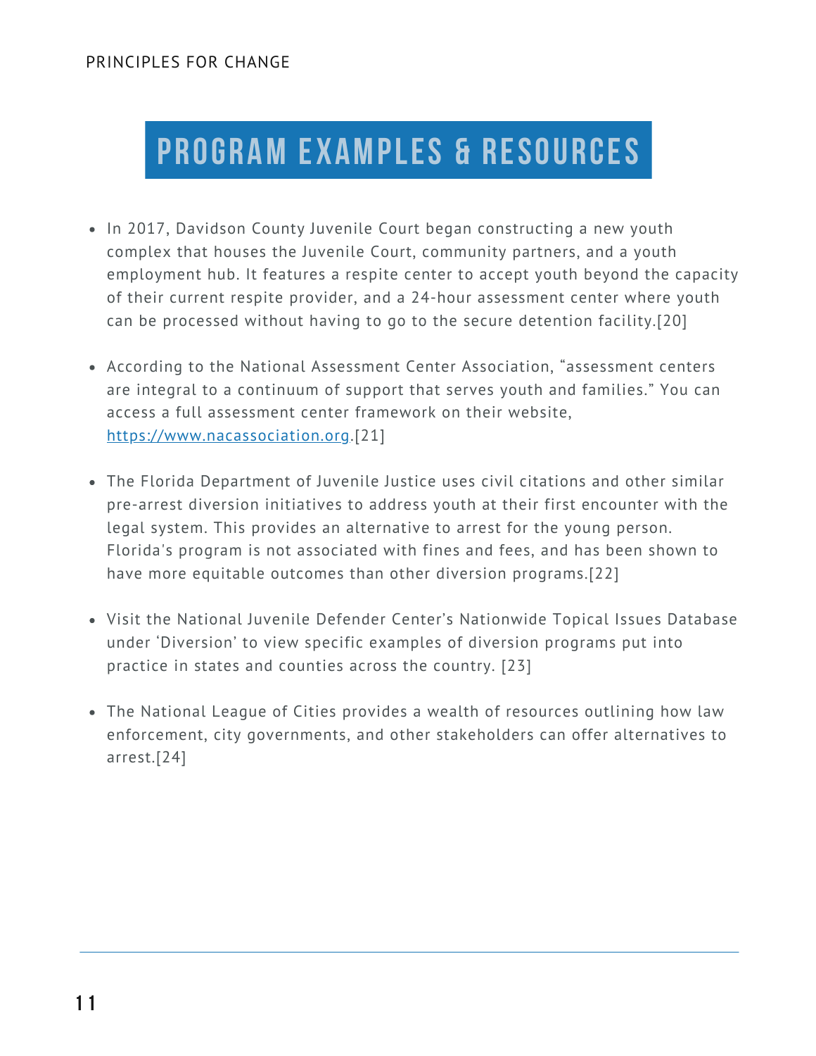# PROGRAM EXAMPLES & RESOURCES

- In 2017, Davidson County Juvenile Court began constructing a new youth complex that houses the Juvenile Court, community partners, and a youth employment hub. It features a respite center to accept youth beyond the capacity of their current respite provider, and a 24-hour assessment center where youth can be processed without having to go to the secure detention facility.[20]

- According to the National Assessment Center Association, "assessment centers are integral to a continuum of support that serves youth and families." You can access a full assessment center framework on their website, https://www.nacassociation.org.[21]

- The Florida Department of Juvenile Justice uses civil citations and other similar pre-arrest diversion initiatives to address youth at their first encounter with the legal system. This provides an alternative to arrest for the young person. Florida's program is not associated with fines and fees, and has been shown to have more equitable outcomes than other diversion programs.[22]

- Visit the National Juvenile Defender Center's Nationwide Topical Issues Database under 'Diversion' to view specific examples of diversion programs put into practice in states and counties across the country. [23]

- The National League of Cities provides a wealth of resources outlining how law enforcement, city governments, and other stakeholders can offer alternatives to arrest.[24]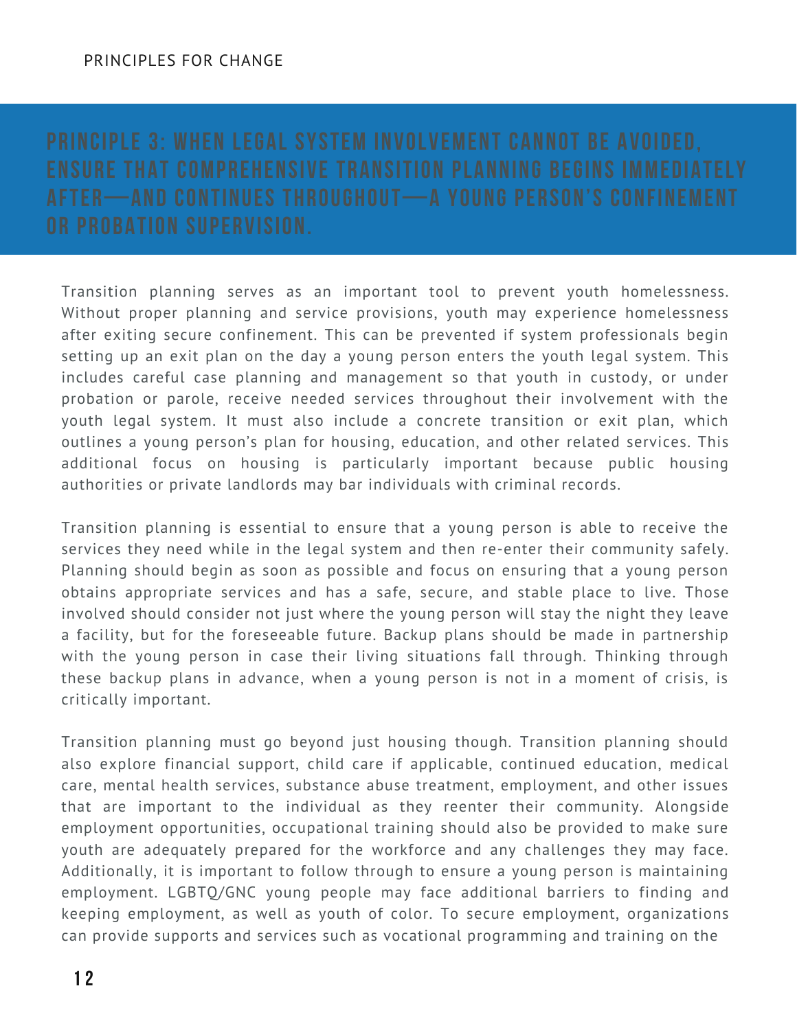## PRINCIPLE 3: WHEN LEGAL SYSTEM INVOLVEMENT CANNOT BE AVOIDED, ENSURE THAT COMPREHENSIVE TRANSITION PLANNING BEGINS IMMEDIATELY AFTER—AND CONTINUES THROUGHOUT—A YOUNG PERSON'S CONFINEMENT OR PROBATION SUPERVISION.

Transition planning serves as an important tool to prevent youth homelessness. Without proper planning and service provisions, youth may experience homelessness after exiting secure confinement. This can be prevented if system professionals begin setting up an exit plan on the day a young person enters the youth legal system. This includes careful case planning and management so that youth in custody, or under probation or parole, receive needed services throughout their involvement with the youth legal system. It must also include a concrete transition or exit plan, which outlines a young person's plan for housing, education, and other related services. This additional focus on housing is particularly important because public housing authorities or private landlords may bar individuals with criminal records.

Transition planning is essential to ensure that a young person is able to receive the services they need while in the legal system and then re-enter their community safely. Planning should begin as soon as possible and focus on ensuring that a young person obtains appropriate services and has a safe, secure, and stable place to live. Those involved should consider not just where the young person will stay the night they leave a facility, but for the foreseeable future. Backup plans should be made in partnership with the young person in case their living situations fall through. Thinking through these backup plans in advance, when a young person is not in a moment of crisis, is critically important.

Transition planning must go beyond just housing though. Transition planning should also explore financial support, child care if applicable, continued education, medical care, mental health services, substance abuse treatment, employment, and other issues that are important to the individual as they reenter their community. Alongside employment opportunities, occupational training should also be provided to make sure youth are adequately prepared for the workforce and any challenges they may face. Additionally, it is important to follow through to ensure a young person is maintaining employment. LGBTQ/GNC young people may face additional barriers to finding and keeping employment, as well as youth of color. To secure employment, organizations can provide supports and services such as vocational programming and training on the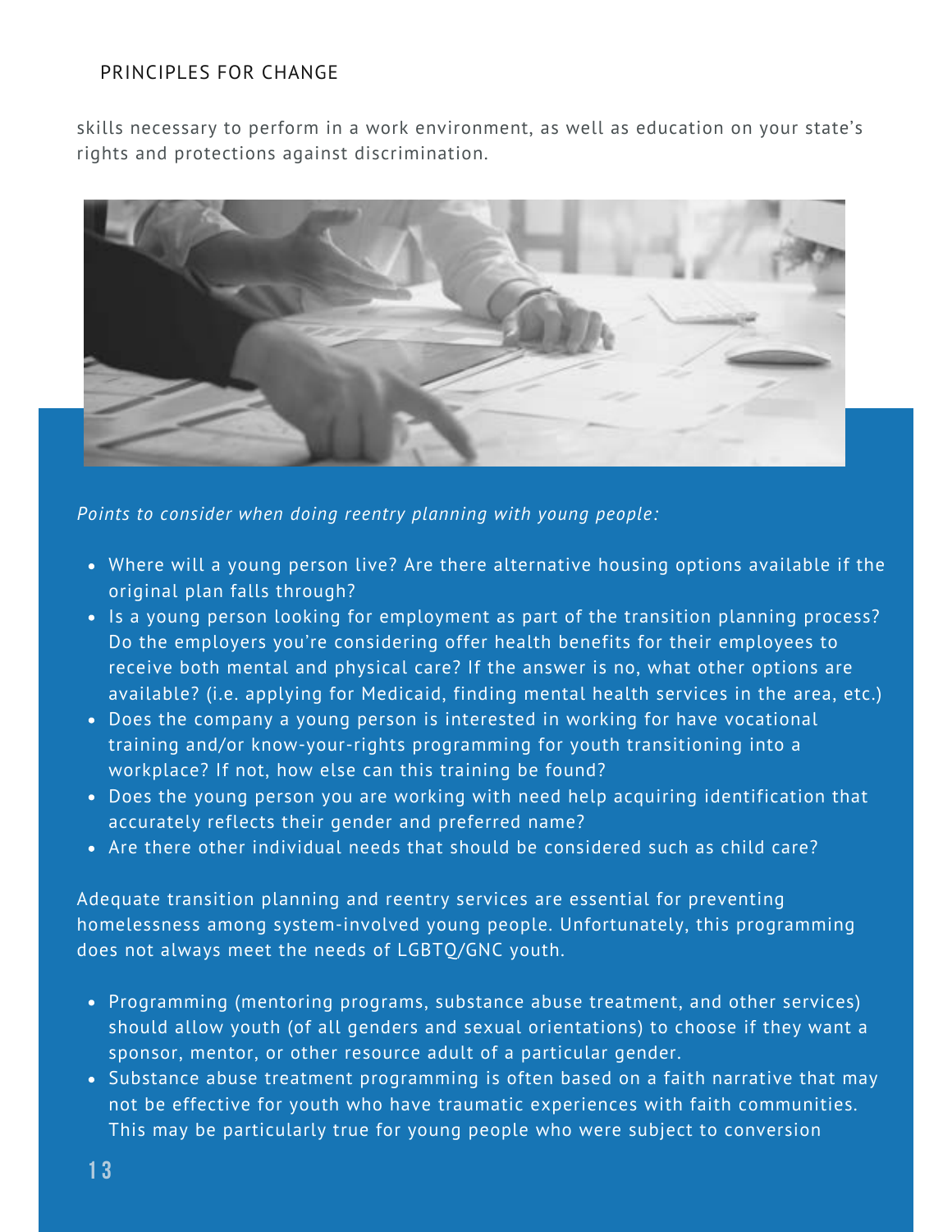skills necessary to perform in a work environment, as well as education on your state's rights and protections against discrimination.

*Points to consider when doing reentry planning with young people:*

- Where will a young person live? Are there alternative housing options available if the original plan falls through?
- Is a young person looking for employment as part of the transition planning process? Do the employers you're considering offer health benefits for their employees to receive both mental and physical care? If the answer is no, what other options are available? (i.e. applying for Medicaid, finding mental health services in the area, etc.)
- Does the company a young person is interested in working for have vocational training and/or know-your-rights programming for youth transitioning into a workplace? If not, how else can this training be found?
- Does the young person you are working with need help acquiring identification that accurately reflects their gender and preferred name?
- Are there other individual needs that should be considered such as child care?

Adequate transition planning and reentry services are essential for preventing homelessness among system-involved young people. Unfortunately, this programming does not always meet the needs of LGBTQ/GNC youth.

- Programming (mentoring programs, substance abuse treatment, and other services) should allow youth (of all genders and sexual orientations) to choose if they want a sponsor, mentor, or other resource adult of a particular gender.
- Substance abuse treatment programming is often based on a faith narrative that may not be effective for youth who have traumatic experiences with faith communities. This may be particularly true for young people who were subject to conversion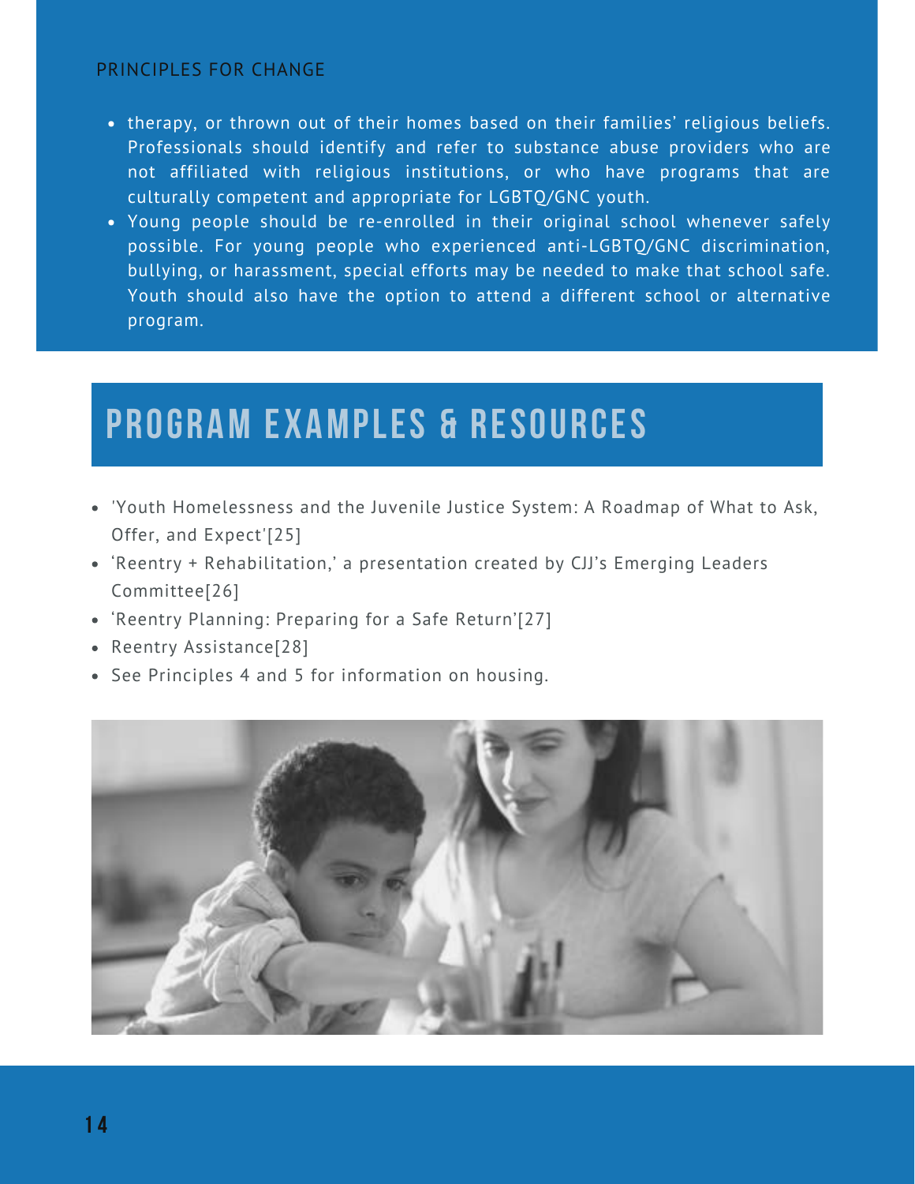PRINCIPLES FOR CHANGE

- therapy, or thrown out of their homes based on their families' religious beliefs. Professionals should identify and refer to substance abuse providers who are not affiliated with religious institutions, or who have programs that are culturally competent and appropriate for LGBTQ/GNC youth.
- Young people should be re-enrolled in their original school whenever safely possible. For young people who experienced anti-LGBTQ/GNC discrimination, bullying, or harassment, special efforts may be needed to make that school safe. Youth should also have the option to attend a different school or alternative program.

# PROGRAM EXAMPLES & RESOURCES

- 'Youth Homelessness and the Juvenile Justice System: A Roadmap of What to Ask, Offer, and Expect'[25]
- 'Reentry + Rehabilitation,' a presentation created by CJJ's Emerging Leaders Committee[26]
- 'Reentry Planning: Preparing for a Safe Return'[27]
- Reentry Assistance[28]
- See Principles 4 and 5 for information on housing.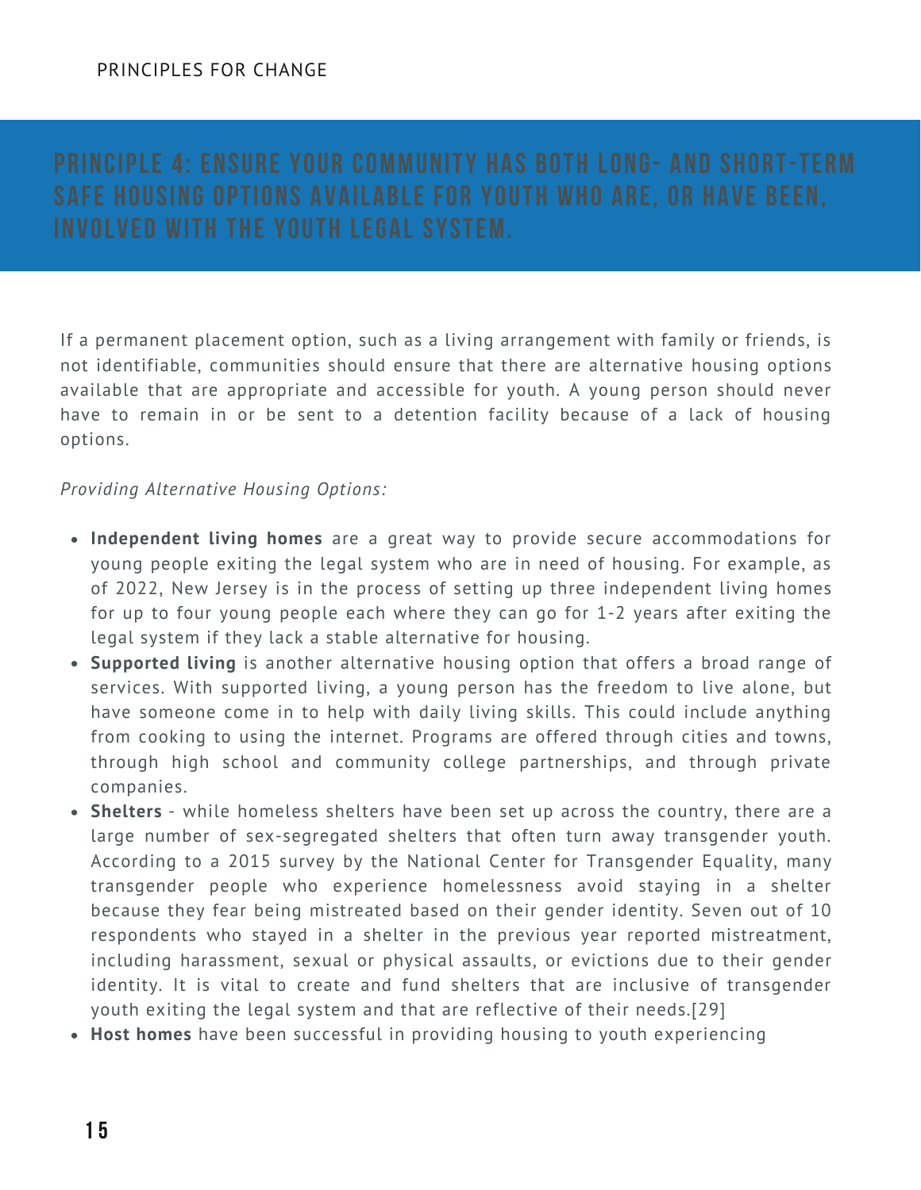## Principle 4: Ensure your community has both long- and short-term safe housing options available for youth who are, or have been, involved with the youth legal system.

If a permanent placement option, such as a living arrangement with family or friends, is not identifiable, communities should ensure that there are alternative housing options available that are appropriate and accessible for youth. A young person should never have to remain in or be sent to a detention facility because of a lack of housing options.

*Providing Alternative Housing Options:*

- **Independent living homes** are a great way to provide secure accommodations for young people exiting the legal system who are in need of housing. For example, as of 2022, New Jersey is in the process of setting up three independent living homes for up to four young people each where they can go for 1-2 years after exiting the legal system if they lack a stable alternative for housing.
- **Supported living** is another alternative housing option that offers a broad range of services. With supported living, a young person has the freedom to live alone, but have someone come in to help with daily living skills. This could include anything from cooking to using the internet. Programs are offered through cities and towns, through high school and community college partnerships, and through private companies.
- **Shelters** - while homeless shelters have been set up across the country, there are a large number of sex-segregated shelters that often turn away transgender youth. According to a 2015 survey by the National Center for Transgender Equality, many transgender people who experience homelessness avoid staying in a shelter because they fear being mistreated based on their gender identity. Seven out of 10 respondents who stayed in a shelter in the previous year reported mistreatment, including harassment, sexual or physical assaults, or evictions due to their gender identity. It is vital to create and fund shelters that are inclusive of transgender youth exiting the legal system and that are reflective of their needs.[29]
- **Host homes** have been successful in providing housing to youth experiencing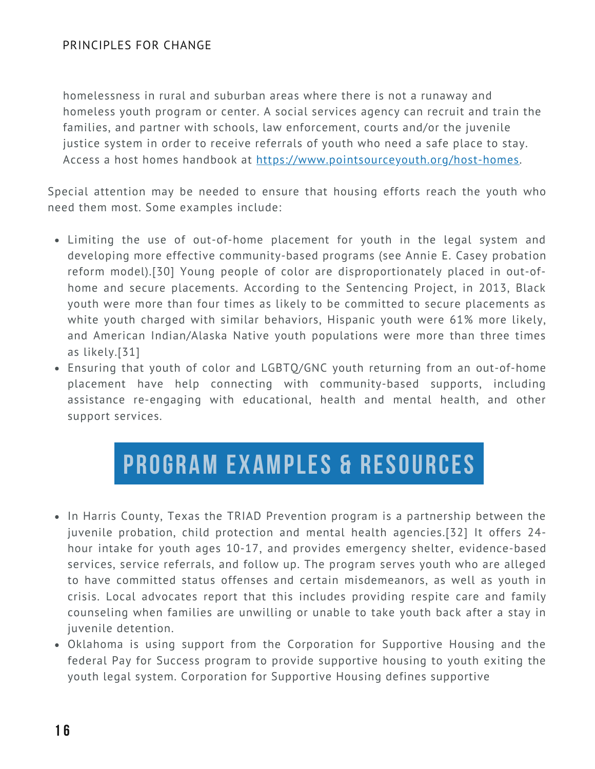homelessness in rural and suburban areas where there is not a runaway and homeless youth program or center. A social services agency can recruit and train the families, and partner with schools, law enforcement, courts and/or the juvenile justice system in order to receive referrals of youth who need a safe place to stay. Access a host homes handbook at https://www.pointsourceyouth.org/host-homes.

Special attention may be needed to ensure that housing efforts reach the youth who need them most. Some examples include:

- Limiting the use of out-of-home placement for youth in the legal system and developing more effective community-based programs (see Annie E. Casey probation reform model).[30] Young people of color are disproportionately placed in out-of-home and secure placements. According to the Sentencing Project, in 2013, Black youth were more than four times as likely to be committed to secure placements as white youth charged with similar behaviors, Hispanic youth were 61% more likely, and American Indian/Alaska Native youth populations were more than three times as likely.[31]
- Ensuring that youth of color and LGBTQ/GNC youth returning from an out-of-home placement have help connecting with community-based supports, including assistance re-engaging with educational, health and mental health, and other support services.

## PROGRAM EXAMPLES & RESOURCES

- In Harris County, Texas the TRIAD Prevention program is a partnership between the juvenile probation, child protection and mental health agencies.[32] It offers 24-hour intake for youth ages 10-17, and provides emergency shelter, evidence-based services, service referrals, and follow up. The program serves youth who are alleged to have committed status offenses and certain misdemeanors, as well as youth in crisis. Local advocates report that this includes providing respite care and family counseling when families are unwilling or unable to take youth back after a stay in juvenile detention.
- Oklahoma is using support from the Corporation for Supportive Housing and the federal Pay for Success program to provide supportive housing to youth exiting the youth legal system. Corporation for Supportive Housing defines supportive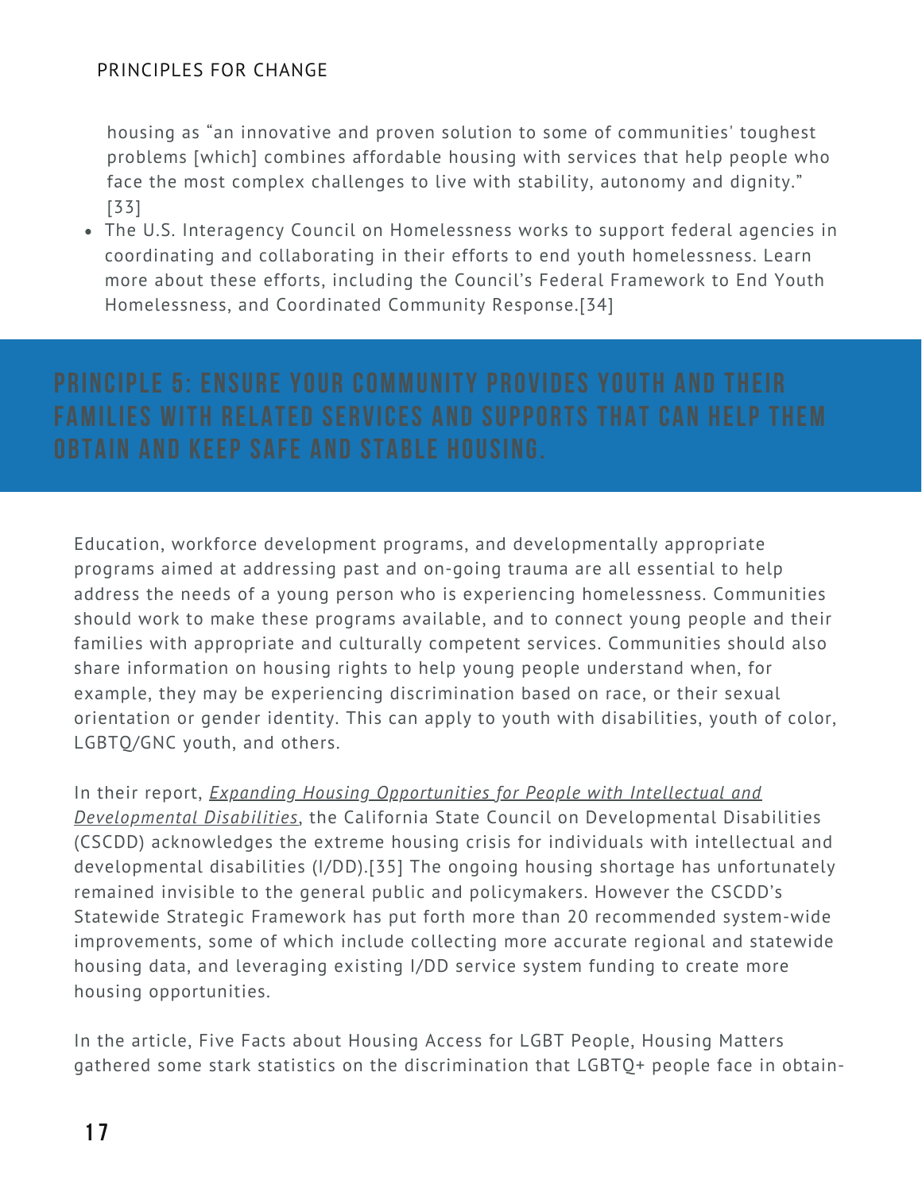housing as "an innovative and proven solution to some of communities' toughest problems [which] combines affordable housing with services that help people who face the most complex challenges to live with stability, autonomy and dignity." [33]

- The U.S. Interagency Council on Homelessness works to support federal agencies in coordinating and collaborating in their efforts to end youth homelessness. Learn more about these efforts, including the Council's Federal Framework to End Youth Homelessness, and Coordinated Community Response.[34]

## PRINCIPLE 5: ENSURE YOUR COMMUNITY PROVIDES YOUTH AND THEIR FAMILIES WITH RELATED SERVICES AND SUPPORTS THAT CAN HELP THEM OBTAIN AND KEEP SAFE AND STABLE HOUSING.

Education, workforce development programs, and developmentally appropriate programs aimed at addressing past and on-going trauma are all essential to help address the needs of a young person who is experiencing homelessness. Communities should work to make these programs available, and to connect young people and their families with appropriate and culturally competent services. Communities should also share information on housing rights to help young people understand when, for example, they may be experiencing discrimination based on race, or their sexual orientation or gender identity. This can apply to youth with disabilities, youth of color, LGBTQ/GNC youth, and others.

In their report, *Expanding Housing Opportunities for People with Intellectual and Developmental Disabilities*, the California State Council on Developmental Disabilities (CSCDD) acknowledges the extreme housing crisis for individuals with intellectual and developmental disabilities (I/DD).[35] The ongoing housing shortage has unfortunately remained invisible to the general public and policymakers. However the CSCDD's Statewide Strategic Framework has put forth more than 20 recommended system-wide improvements, some of which include collecting more accurate regional and statewide housing data, and leveraging existing I/DD service system funding to create more housing opportunities.

In the article, Five Facts about Housing Access for LGBT People, Housing Matters gathered some stark statistics on the discrimination that LGBTQ+ people face in obtain-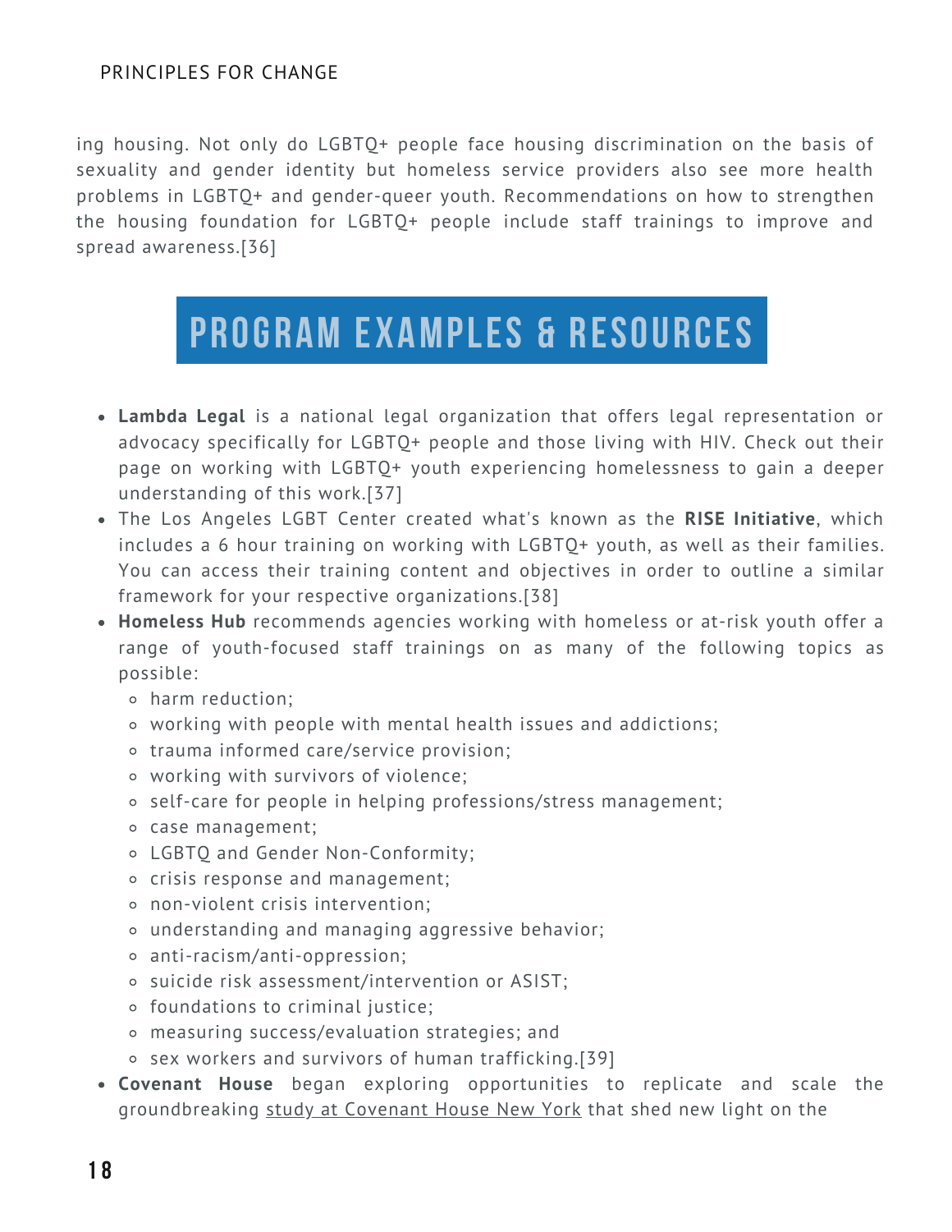ing housing. Not only do LGBTQ+ people face housing discrimination on the basis of sexuality and gender identity but homeless service providers also see more health problems in LGBTQ+ and gender-queer youth. Recommendations on how to strengthen the housing foundation for LGBTQ+ people include staff trainings to improve and spread awareness.[36]

## PROGRAM EXAMPLES & RESOURCES

- **Lambda Legal** is a national legal organization that offers legal representation or advocacy specifically for LGBTQ+ people and those living with HIV. Check out their page on working with LGBTQ+ youth experiencing homelessness to gain a deeper understanding of this work.[37]
- The Los Angeles LGBT Center created what's known as the **RISE Initiative**, which includes a 6 hour training on working with LGBTQ+ youth, as well as their families. You can access their training content and objectives in order to outline a similar framework for your respective organizations.[38]
- **Homeless Hub** recommends agencies working with homeless or at-risk youth offer a range of youth-focused staff trainings on as many of the following topics as possible:
  - harm reduction;
  - working with people with mental health issues and addictions;
  - trauma informed care/service provision;
  - working with survivors of violence;
  - self-care for people in helping professions/stress management;
  - case management;
  - LGBTQ and Gender Non-Conformity;
  - crisis response and management;
  - non-violent crisis intervention;
  - understanding and managing aggressive behavior;
  - anti-racism/anti-oppression;
  - suicide risk assessment/intervention or ASIST;
  - foundations to criminal justice;
  - measuring success/evaluation strategies; and
  - sex workers and survivors of human trafficking.[39]
- **Covenant House** began exploring opportunities to replicate and scale the groundbreaking study at Covenant House New York that shed new light on the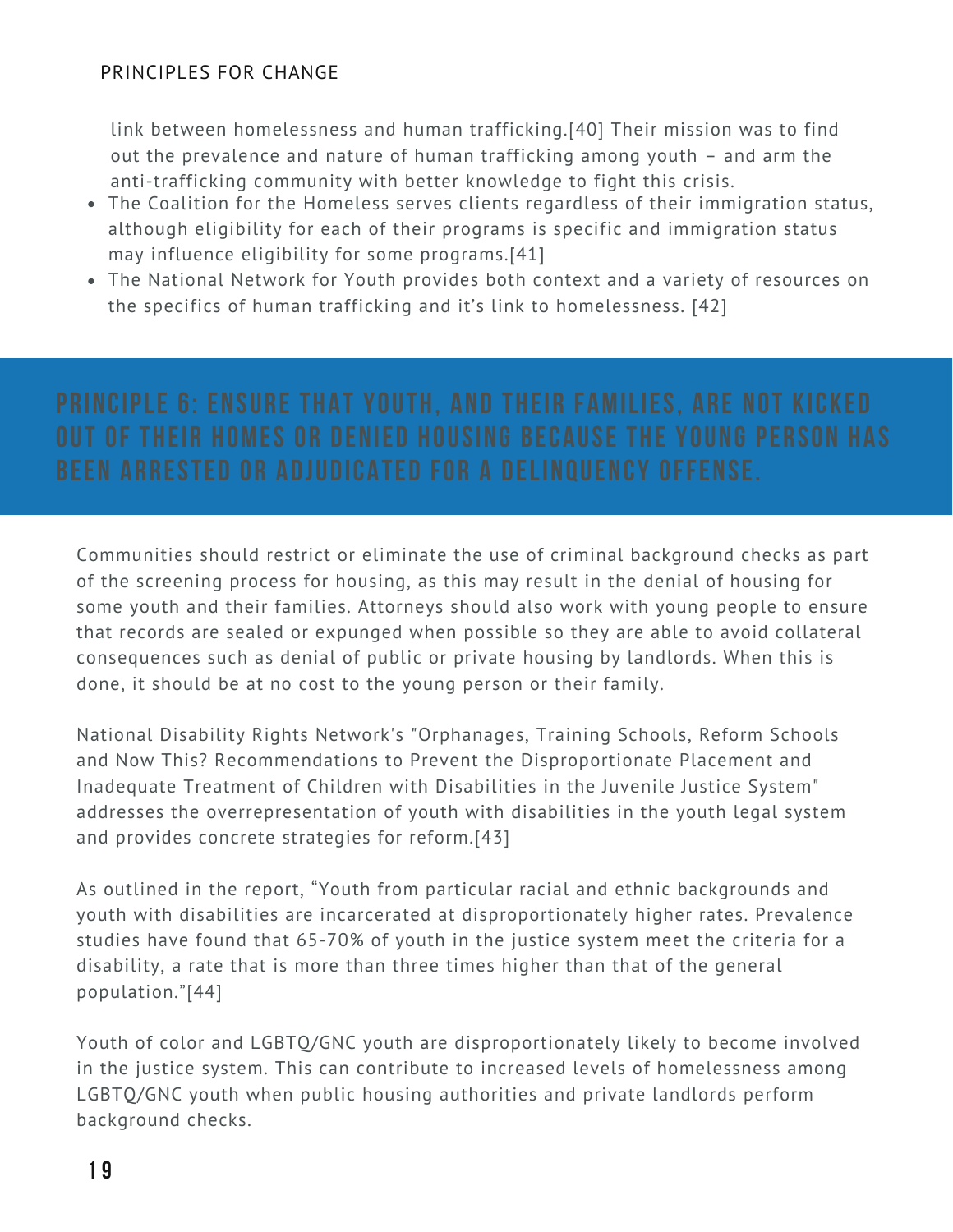link between homelessness and human trafficking.[40] Their mission was to find out the prevalence and nature of human trafficking among youth – and arm the anti-trafficking community with better knowledge to fight this crisis.

- The Coalition for the Homeless serves clients regardless of their immigration status, although eligibility for each of their programs is specific and immigration status may influence eligibility for some programs.[41]
- The National Network for Youth provides both context and a variety of resources on the specifics of human trafficking and it's link to homelessness. [42]

## PRINCIPLE 6: ENSURE THAT YOUTH, AND THEIR FAMILIES, ARE NOT KICKED OUT OF THEIR HOMES OR DENIED HOUSING BECAUSE THE YOUNG PERSON HAS BEEN ARRESTED OR ADJUDICATED FOR A DELINQUENCY OFFENSE.

Communities should restrict or eliminate the use of criminal background checks as part of the screening process for housing, as this may result in the denial of housing for some youth and their families. Attorneys should also work with young people to ensure that records are sealed or expunged when possible so they are able to avoid collateral consequences such as denial of public or private housing by landlords. When this is done, it should be at no cost to the young person or their family.

National Disability Rights Network's "Orphanages, Training Schools, Reform Schools and Now This? Recommendations to Prevent the Disproportionate Placement and Inadequate Treatment of Children with Disabilities in the Juvenile Justice System" addresses the overrepresentation of youth with disabilities in the youth legal system and provides concrete strategies for reform.[43]

As outlined in the report, "Youth from particular racial and ethnic backgrounds and youth with disabilities are incarcerated at disproportionately higher rates. Prevalence studies have found that 65-70% of youth in the justice system meet the criteria for a disability, a rate that is more than three times higher than that of the general population."[44]

Youth of color and LGBTQ/GNC youth are disproportionately likely to become involved in the justice system. This can contribute to increased levels of homelessness among LGBTQ/GNC youth when public housing authorities and private landlords perform background checks.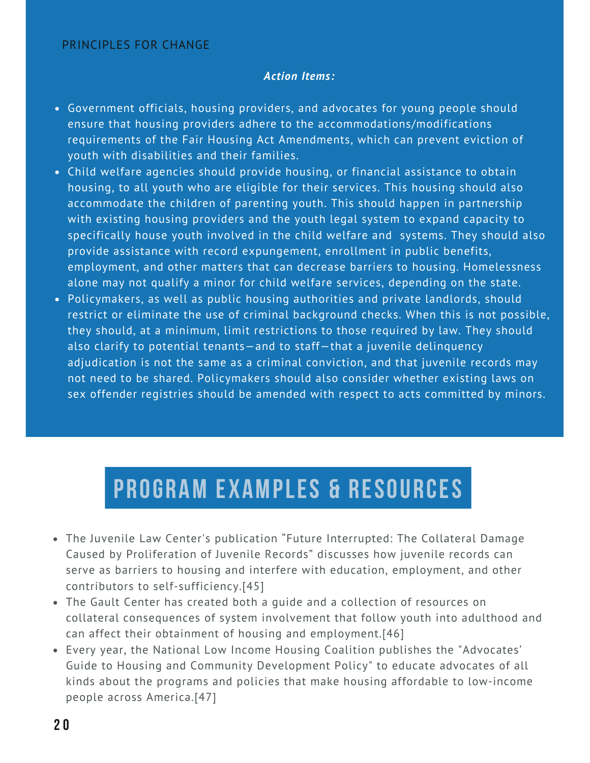PRINCIPLES FOR CHANGE

***Action Items:***

- Government officials, housing providers, and advocates for young people should ensure that housing providers adhere to the accommodations/modifications requirements of the Fair Housing Act Amendments, which can prevent eviction of youth with disabilities and their families.
- Child welfare agencies should provide housing, or financial assistance to obtain housing, to all youth who are eligible for their services. This housing should also accommodate the children of parenting youth. This should happen in partnership with existing housing providers and the youth legal system to expand capacity to specifically house youth involved in the child welfare and  systems. They should also provide assistance with record expungement, enrollment in public benefits, employment, and other matters that can decrease barriers to housing. Homelessness alone may not qualify a minor for child welfare services, depending on the state.
- Policymakers, as well as public housing authorities and private landlords, should restrict or eliminate the use of criminal background checks. When this is not possible, they should, at a minimum, limit restrictions to those required by law. They should also clarify to potential tenants—and to staff—that a juvenile delinquency adjudication is not the same as a criminal conviction, and that juvenile records may not need to be shared. Policymakers should also consider whether existing laws on sex offender registries should be amended with respect to acts committed by minors.

# PROGRAM EXAMPLES & RESOURCES

- The Juvenile Law Center's publication "Future Interrupted: The Collateral Damage Caused by Proliferation of Juvenile Records" discusses how juvenile records can serve as barriers to housing and interfere with education, employment, and other contributors to self-sufficiency.[45]
- The Gault Center has created both a guide and a collection of resources on collateral consequences of system involvement that follow youth into adulthood and can affect their obtainment of housing and employment.[46]
- Every year, the National Low Income Housing Coalition publishes the "Advocates' Guide to Housing and Community Development Policy" to educate advocates of all kinds about the programs and policies that make housing affordable to low-income people across America.[47]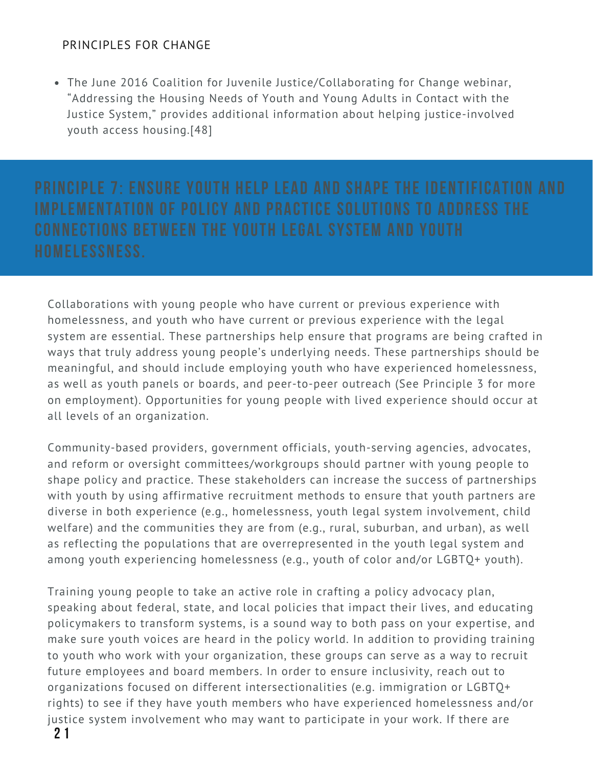- The June 2016 Coalition for Juvenile Justice/Collaborating for Change webinar, "Addressing the Housing Needs of Youth and Young Adults in Contact with the Justice System," provides additional information about helping justice-involved youth access housing.[48]

## PRINCIPLE 7: ENSURE YOUTH HELP LEAD AND SHAPE THE IDENTIFICATION AND IMPLEMENTATION OF POLICY AND PRACTICE SOLUTIONS TO ADDRESS THE CONNECTIONS BETWEEN THE YOUTH LEGAL SYSTEM AND YOUTH HOMELESSNESS.

Collaborations with young people who have current or previous experience with homelessness, and youth who have current or previous experience with the legal system are essential. These partnerships help ensure that programs are being crafted in ways that truly address young people's underlying needs. These partnerships should be meaningful, and should include employing youth who have experienced homelessness, as well as youth panels or boards, and peer-to-peer outreach (See Principle 3 for more on employment). Opportunities for young people with lived experience should occur at all levels of an organization.

Community-based providers, government officials, youth-serving agencies, advocates, and reform or oversight committees/workgroups should partner with young people to shape policy and practice. These stakeholders can increase the success of partnerships with youth by using affirmative recruitment methods to ensure that youth partners are diverse in both experience (e.g., homelessness, youth legal system involvement, child welfare) and the communities they are from (e.g., rural, suburban, and urban), as well as reflecting the populations that are overrepresented in the youth legal system and among youth experiencing homelessness (e.g., youth of color and/or LGBTQ+ youth).

Training young people to take an active role in crafting a policy advocacy plan, speaking about federal, state, and local policies that impact their lives, and educating policymakers to transform systems, is a sound way to both pass on your expertise, and make sure youth voices are heard in the policy world. In addition to providing training to youth who work with your organization, these groups can serve as a way to recruit future employees and board members. In order to ensure inclusivity, reach out to organizations focused on different intersectionalities (e.g. immigration or LGBTQ+ rights) to see if they have youth members who have experienced homelessness and/or justice system involvement who may want to participate in your work. If there are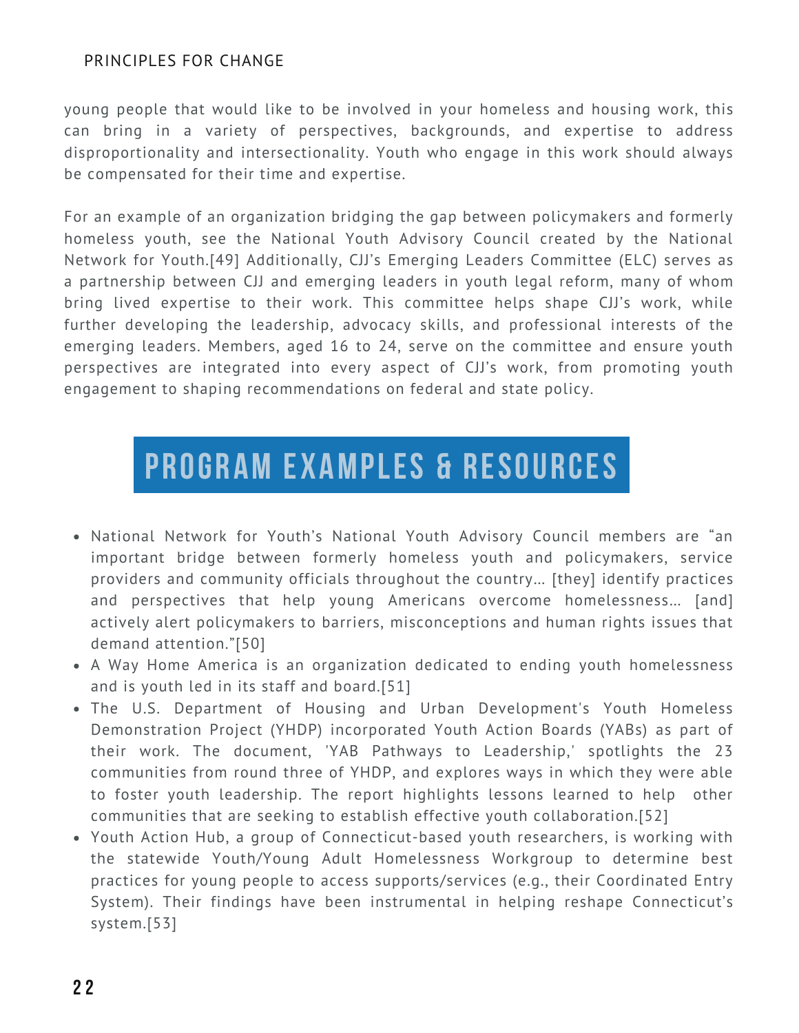young people that would like to be involved in your homeless and housing work, this can bring in a variety of perspectives, backgrounds, and expertise to address disproportionality and intersectionality. Youth who engage in this work should always be compensated for their time and expertise.

For an example of an organization bridging the gap between policymakers and formerly homeless youth, see the National Youth Advisory Council created by the National Network for Youth.[49] Additionally, CJJ's Emerging Leaders Committee (ELC) serves as a partnership between CJJ and emerging leaders in youth legal reform, many of whom bring lived expertise to their work. This committee helps shape CJJ's work, while further developing the leadership, advocacy skills, and professional interests of the emerging leaders. Members, aged 16 to 24, serve on the committee and ensure youth perspectives are integrated into every aspect of CJJ's work, from promoting youth engagement to shaping recommendations on federal and state policy.

## PROGRAM EXAMPLES & RESOURCES

- National Network for Youth's National Youth Advisory Council members are "an important bridge between formerly homeless youth and policymakers, service providers and community officials throughout the country… [they] identify practices and perspectives that help young Americans overcome homelessness… [and] actively alert policymakers to barriers, misconceptions and human rights issues that demand attention."[50]
- A Way Home America is an organization dedicated to ending youth homelessness and is youth led in its staff and board.[51]
- The U.S. Department of Housing and Urban Development's Youth Homeless Demonstration Project (YHDP) incorporated Youth Action Boards (YABs) as part of their work. The document, 'YAB Pathways to Leadership,' spotlights the 23 communities from round three of YHDP, and explores ways in which they were able to foster youth leadership. The report highlights lessons learned to help other communities that are seeking to establish effective youth collaboration.[52]
- Youth Action Hub, a group of Connecticut-based youth researchers, is working with the statewide Youth/Young Adult Homelessness Workgroup to determine best practices for young people to access supports/services (e.g., their Coordinated Entry System). Their findings have been instrumental in helping reshape Connecticut's system.[53]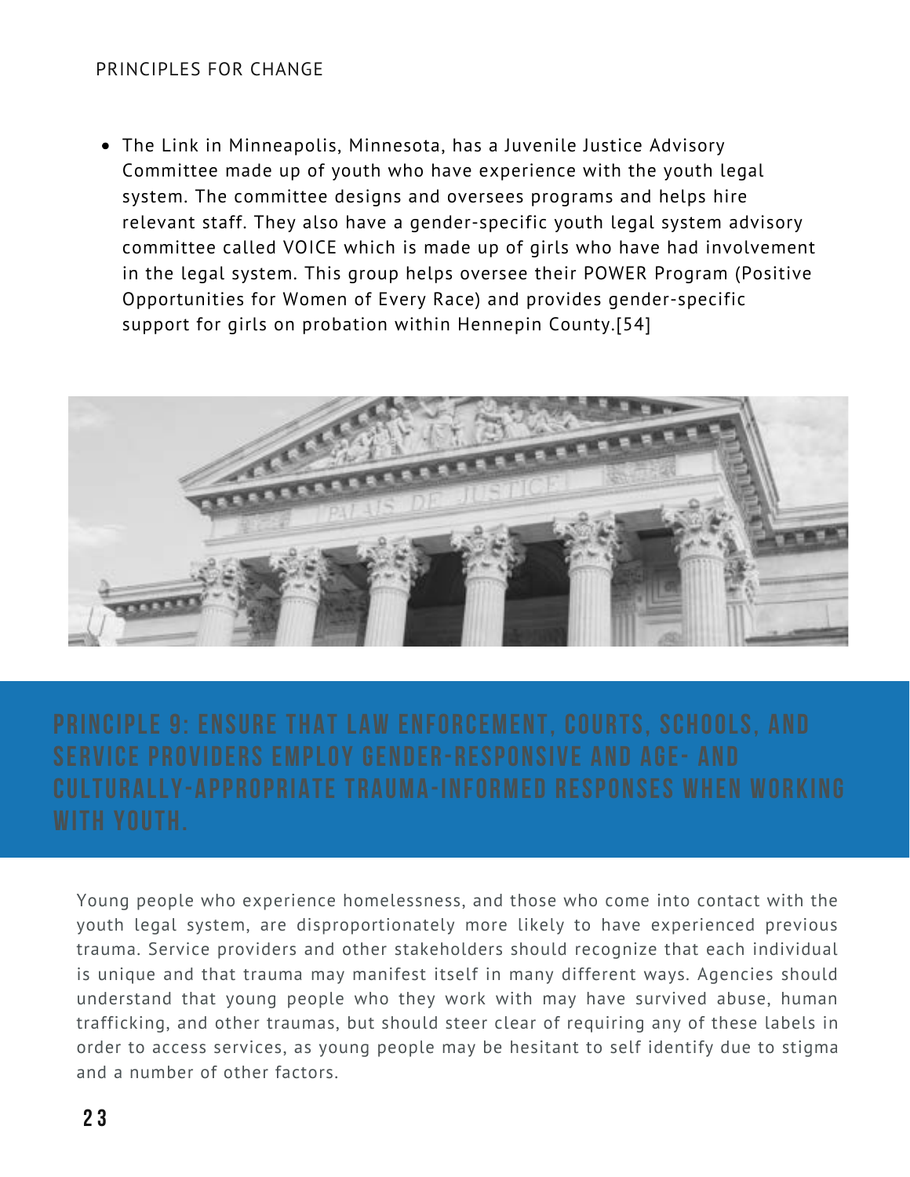- The Link in Minneapolis, Minnesota, has a Juvenile Justice Advisory Committee made up of youth who have experience with the youth legal system. The committee designs and oversees programs and helps hire relevant staff. They also have a gender-specific youth legal system advisory committee called VOICE which is made up of girls who have had involvement in the legal system. This group helps oversee their POWER Program (Positive Opportunities for Women of Every Race) and provides gender-specific support for girls on probation within Hennepin County.[54]

## PRINCIPLE 9: ENSURE THAT LAW ENFORCEMENT, COURTS, SCHOOLS, AND SERVICE PROVIDERS EMPLOY GENDER-RESPONSIVE AND AGE- AND CULTURALLY-APPROPRIATE TRAUMA-INFORMED RESPONSES WHEN WORKING WITH YOUTH.

Young people who experience homelessness, and those who come into contact with the youth legal system, are disproportionately more likely to have experienced previous trauma. Service providers and other stakeholders should recognize that each individual is unique and that trauma may manifest itself in many different ways. Agencies should understand that young people who they work with may have survived abuse, human trafficking, and other traumas, but should steer clear of requiring any of these labels in order to access services, as young people may be hesitant to self identify due to stigma and a number of other factors.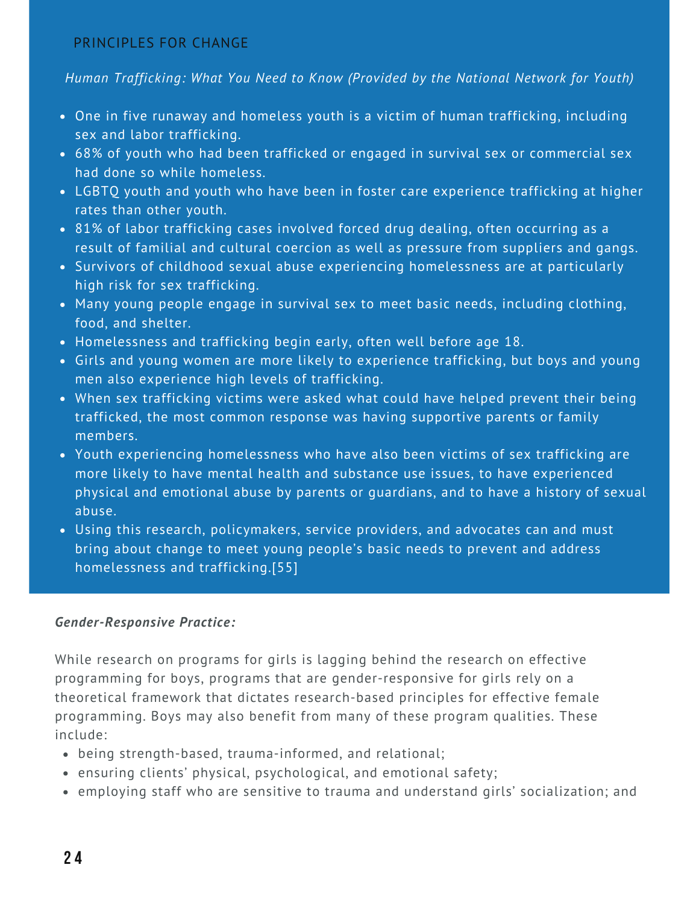## PRINCIPLES FOR CHANGE

*Human Trafficking: What You Need to Know (Provided by the National Network for Youth)*

- One in five runaway and homeless youth is a victim of human trafficking, including sex and labor trafficking.
- 68% of youth who had been trafficked or engaged in survival sex or commercial sex had done so while homeless.
- LGBTQ youth and youth who have been in foster care experience trafficking at higher rates than other youth.
- 81% of labor trafficking cases involved forced drug dealing, often occurring as a result of familial and cultural coercion as well as pressure from suppliers and gangs.
- Survivors of childhood sexual abuse experiencing homelessness are at particularly high risk for sex trafficking.
- Many young people engage in survival sex to meet basic needs, including clothing, food, and shelter.
- Homelessness and trafficking begin early, often well before age 18.
- Girls and young women are more likely to experience trafficking, but boys and young men also experience high levels of trafficking.
- When sex trafficking victims were asked what could have helped prevent their being trafficked, the most common response was having supportive parents or family members.
- Youth experiencing homelessness who have also been victims of sex trafficking are more likely to have mental health and substance use issues, to have experienced physical and emotional abuse by parents or guardians, and to have a history of sexual abuse.
- Using this research, policymakers, service providers, and advocates can and must bring about change to meet young people's basic needs to prevent and address homelessness and trafficking.[55]

***Gender-Responsive Practice:***

While research on programs for girls is lagging behind the research on effective programming for boys, programs that are gender-responsive for girls rely on a theoretical framework that dictates research-based principles for effective female programming. Boys may also benefit from many of these program qualities. These include:

- being strength-based, trauma-informed, and relational;
- ensuring clients' physical, psychological, and emotional safety;
- employing staff who are sensitive to trauma and understand girls' socialization; and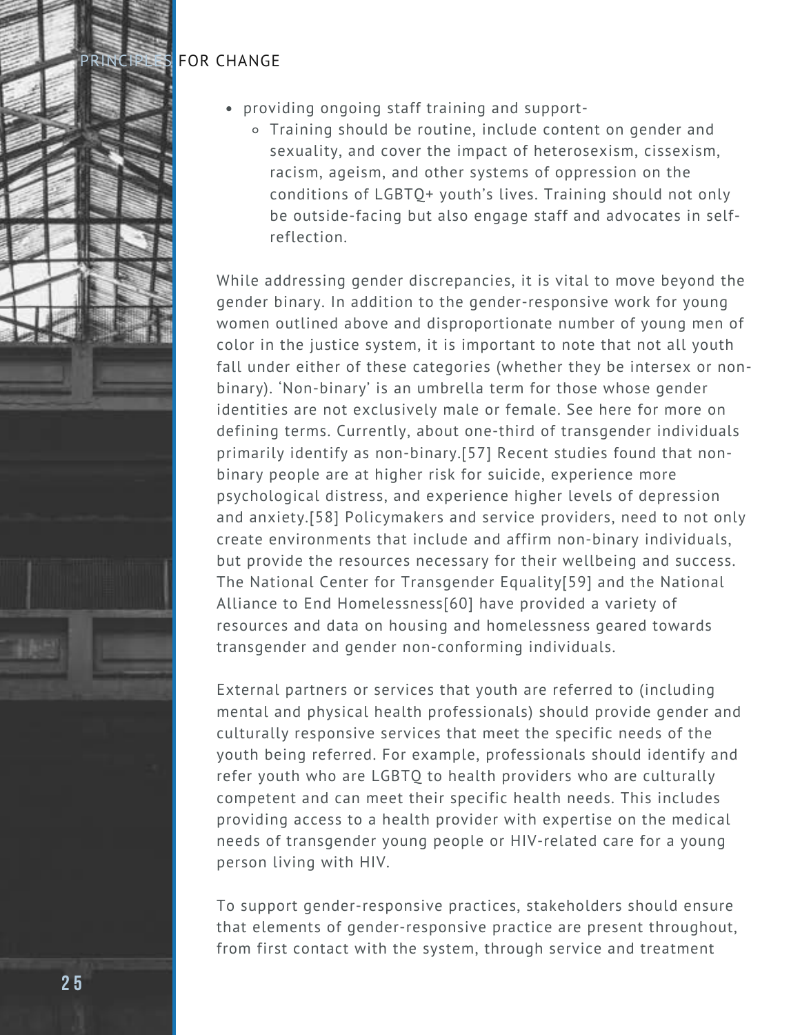- providing ongoing staff training and support-
    - Training should be routine, include content on gender and sexuality, and cover the impact of heterosexism, cissexism, racism, ageism, and other systems of oppression on the conditions of LGBTQ+ youth's lives. Training should not only be outside-facing but also engage staff and advocates in self-reflection.

While addressing gender discrepancies, it is vital to move beyond the gender binary. In addition to the gender-responsive work for young women outlined above and disproportionate number of young men of color in the justice system, it is important to note that not all youth fall under either of these categories (whether they be intersex or non-binary). 'Non-binary' is an umbrella term for those whose gender identities are not exclusively male or female. See here for more on defining terms. Currently, about one-third of transgender individuals primarily identify as non-binary.[57] Recent studies found that non-binary people are at higher risk for suicide, experience more psychological distress, and experience higher levels of depression and anxiety.[58] Policymakers and service providers, need to not only create environments that include and affirm non-binary individuals, but provide the resources necessary for their wellbeing and success. The National Center for Transgender Equality[59] and the National Alliance to End Homelessness[60] have provided a variety of resources and data on housing and homelessness geared towards transgender and gender non-conforming individuals.

External partners or services that youth are referred to (including mental and physical health professionals) should provide gender and culturally responsive services that meet the specific needs of the youth being referred. For example, professionals should identify and refer youth who are LGBTQ to health providers who are culturally competent and can meet their specific health needs. This includes providing access to a health provider with expertise on the medical needs of transgender young people or HIV-related care for a young person living with HIV.

To support gender-responsive practices, stakeholders should ensure that elements of gender-responsive practice are present throughout, from first contact with the system, through service and treatment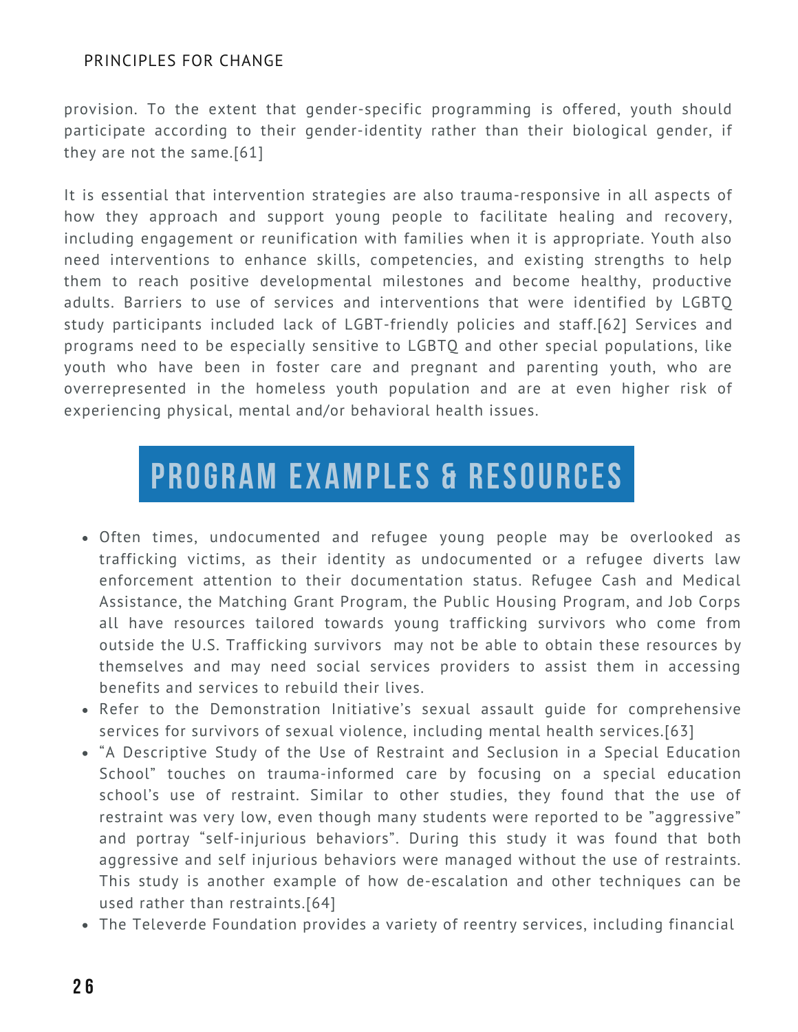provision. To the extent that gender-specific programming is offered, youth should participate according to their gender-identity rather than their biological gender, if they are not the same.[61]

It is essential that intervention strategies are also trauma-responsive in all aspects of how they approach and support young people to facilitate healing and recovery, including engagement or reunification with families when it is appropriate. Youth also need interventions to enhance skills, competencies, and existing strengths to help them to reach positive developmental milestones and become healthy, productive adults. Barriers to use of services and interventions that were identified by LGBTQ study participants included lack of LGBT-friendly policies and staff.[62] Services and programs need to be especially sensitive to LGBTQ and other special populations, like youth who have been in foster care and pregnant and parenting youth, who are overrepresented in the homeless youth population and are at even higher risk of experiencing physical, mental and/or behavioral health issues.

## PROGRAM EXAMPLES & RESOURCES

- Often times, undocumented and refugee young people may be overlooked as trafficking victims, as their identity as undocumented or a refugee diverts law enforcement attention to their documentation status. Refugee Cash and Medical Assistance, the Matching Grant Program, the Public Housing Program, and Job Corps all have resources tailored towards young trafficking survivors who come from outside the U.S. Trafficking survivors may not be able to obtain these resources by themselves and may need social services providers to assist them in accessing benefits and services to rebuild their lives.
- Refer to the Demonstration Initiative's sexual assault guide for comprehensive services for survivors of sexual violence, including mental health services.[63]
- "A Descriptive Study of the Use of Restraint and Seclusion in a Special Education School" touches on trauma-informed care by focusing on a special education school's use of restraint. Similar to other studies, they found that the use of restraint was very low, even though many students were reported to be "aggressive" and portray "self-injurious behaviors". During this study it was found that both aggressive and self injurious behaviors were managed without the use of restraints. This study is another example of how de-escalation and other techniques can be used rather than restraints.[64]
- The Televerde Foundation provides a variety of reentry services, including financial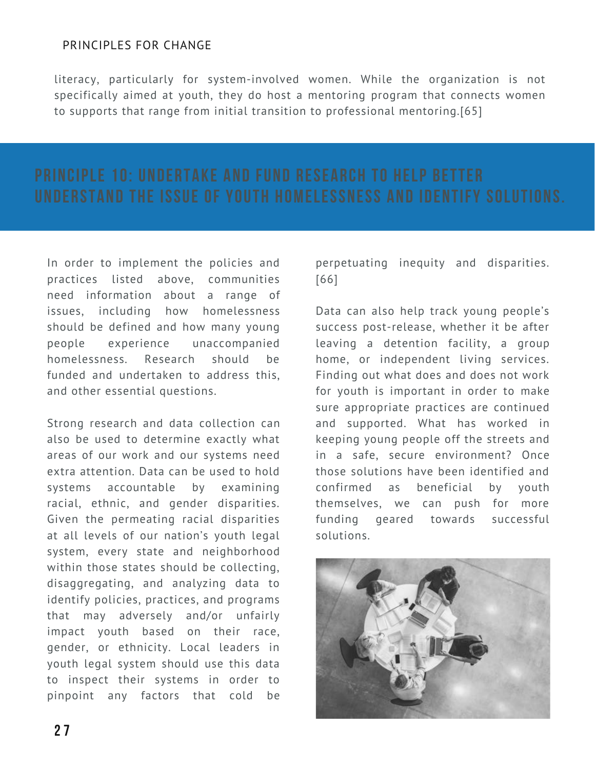literacy, particularly for system-involved women. While the organization is not specifically aimed at youth, they do host a mentoring program that connects women to supports that range from initial transition to professional mentoring.[65]

## PRINCIPLE 10: UNDERTAKE AND FUND RESEARCH TO HELP BETTER UNDERSTAND THE ISSUE OF YOUTH HOMELESSNESS AND IDENTIFY SOLUTIONS.

In order to implement the policies and practices listed above, communities need information about a range of issues, including how homelessness should be defined and how many young people experience unaccompanied homelessness. Research should be funded and undertaken to address this, and other essential questions.

Strong research and data collection can also be used to determine exactly what areas of our work and our systems need extra attention. Data can be used to hold systems accountable by examining racial, ethnic, and gender disparities. Given the permeating racial disparities at all levels of our nation's youth legal system, every state and neighborhood within those states should be collecting, disaggregating, and analyzing data to identify policies, practices, and programs that may adversely and/or unfairly impact youth based on their race, gender, or ethnicity. Local leaders in youth legal system should use this data to inspect their systems in order to pinpoint any factors that cold be perpetuating inequity and disparities.[66]

Data can also help track young people's success post-release, whether it be after leaving a detention facility, a group home, or independent living services. Finding out what does and does not work for youth is important in order to make sure appropriate practices are continued and supported. What has worked in keeping young people off the streets and in a safe, secure environment? Once those solutions have been identified and confirmed as beneficial by youth themselves, we can push for more funding geared towards successful solutions.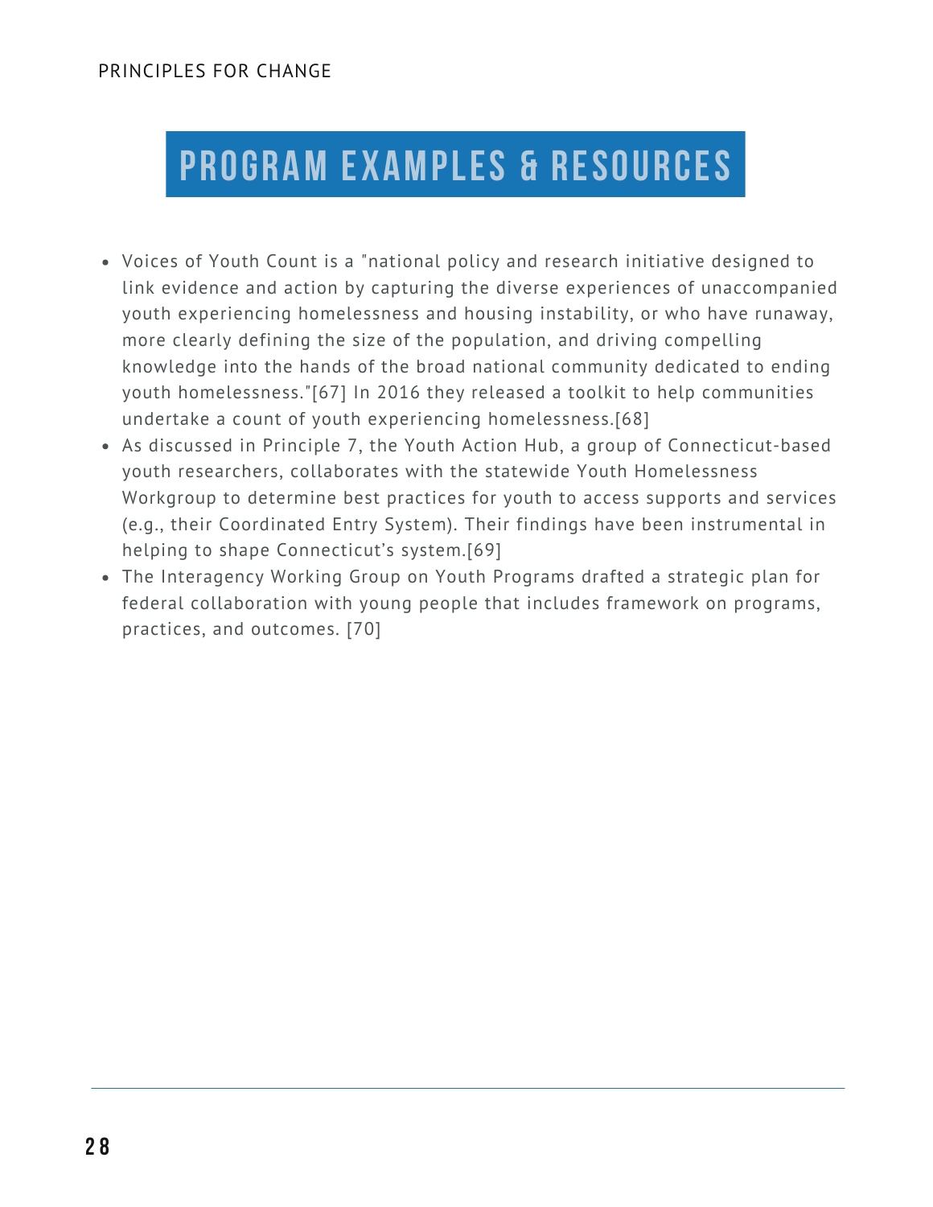## PROGRAM EXAMPLES & RESOURCES

- Voices of Youth Count is a "national policy and research initiative designed to link evidence and action by capturing the diverse experiences of unaccompanied youth experiencing homelessness and housing instability, or who have runaway, more clearly defining the size of the population, and driving compelling knowledge into the hands of the broad national community dedicated to ending youth homelessness."[67] In 2016 they released a toolkit to help communities undertake a count of youth experiencing homelessness.[68]
- As discussed in Principle 7, the Youth Action Hub, a group of Connecticut-based youth researchers, collaborates with the statewide Youth Homelessness Workgroup to determine best practices for youth to access supports and services (e.g., their Coordinated Entry System). Their findings have been instrumental in helping to shape Connecticut's system.[69]
- The Interagency Working Group on Youth Programs drafted a strategic plan for federal collaboration with young people that includes framework on programs, practices, and outcomes. [70]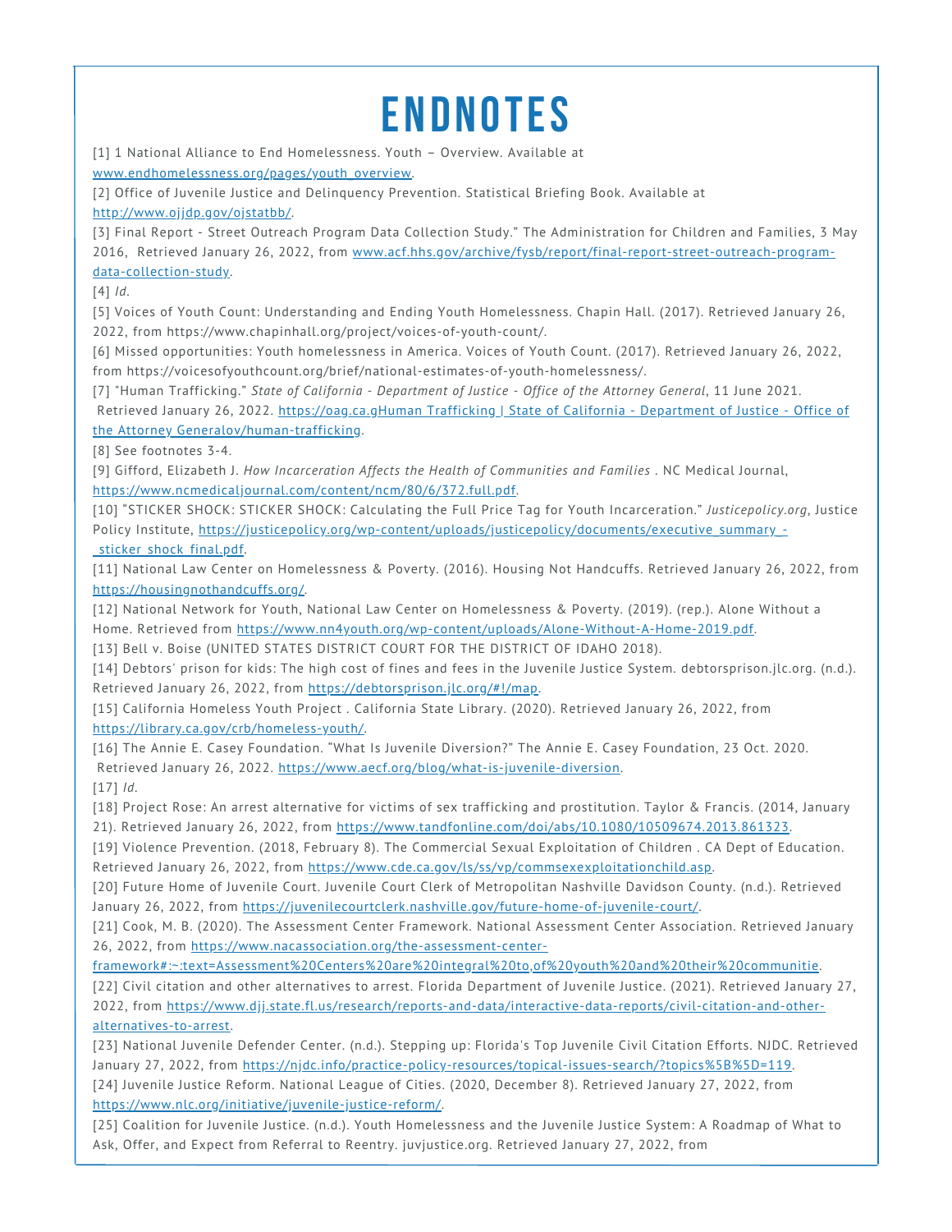# ENDNOTES

[1] 1 National Alliance to End Homelessness. Youth – Overview. Available at www.endhomelessness.org/pages/youth_overview.

[2] Office of Juvenile Justice and Delinquency Prevention. Statistical Briefing Book. Available at http://www.ojjdp.gov/ojstatbb/.

[3] Final Report - Street Outreach Program Data Collection Study." The Administration for Children and Families, 3 May 2016, Retrieved January 26, 2022, from www.acf.hhs.gov/archive/fysb/report/final-report-street-outreach-program-data-collection-study.

[4] *Id*.

[5] Voices of Youth Count: Understanding and Ending Youth Homelessness. Chapin Hall. (2017). Retrieved January 26, 2022, from https://www.chapinhall.org/project/voices-of-youth-count/.

[6] Missed opportunities: Youth homelessness in America. Voices of Youth Count. (2017). Retrieved January 26, 2022, from https://voicesofyouthcount.org/brief/national-estimates-of-youth-homelessness/.

[7] "Human Trafficking." *State of California - Department of Justice - Office of the Attorney General*, 11 June 2021. Retrieved January 26, 2022. https://oag.ca.gHuman Trafficking | State of California - Department of Justice - Office of the Attorney Generalov/human-trafficking.

[8] See footnotes 3-4.

[9] Gifford, Elizabeth J. *How Incarceration Affects the Health of Communities and Families* . NC Medical Journal, https://www.ncmedicaljournal.com/content/ncm/80/6/372.full.pdf.

[10] "STICKER SHOCK: STICKER SHOCK: Calculating the Full Price Tag for Youth Incarceration." *Justicepolicy.org*, Justice Policy Institute, https://justicepolicy.org/wp-content/uploads/justicepolicy/documents/executive_summary_-_sticker_shock_final.pdf.

[11] National Law Center on Homelessness & Poverty. (2016). Housing Not Handcuffs. Retrieved January 26, 2022, from https://housingnothandcuffs.org/.

[12] National Network for Youth, National Law Center on Homelessness & Poverty. (2019). (rep.). Alone Without a Home. Retrieved from https://www.nn4youth.org/wp-content/uploads/Alone-Without-A-Home-2019.pdf.

[13] Bell v. Boise (UNITED STATES DISTRICT COURT FOR THE DISTRICT OF IDAHO 2018).

[14] Debtors' prison for kids: The high cost of fines and fees in the Juvenile Justice System. debtorsprison.jlc.org. (n.d.). Retrieved January 26, 2022, from https://debtorsprison.jlc.org/#!/map.

[15] California Homeless Youth Project . California State Library. (2020). Retrieved January 26, 2022, from https://library.ca.gov/crb/homeless-youth/.

[16] The Annie E. Casey Foundation. "What Is Juvenile Diversion?" The Annie E. Casey Foundation, 23 Oct. 2020. Retrieved January 26, 2022. https://www.aecf.org/blog/what-is-juvenile-diversion.

[17] *Id*.

[18] Project Rose: An arrest alternative for victims of sex trafficking and prostitution. Taylor & Francis. (2014, January 21). Retrieved January 26, 2022, from https://www.tandfonline.com/doi/abs/10.1080/10509674.2013.861323.

[19] Violence Prevention. (2018, February 8). The Commercial Sexual Exploitation of Children . CA Dept of Education. Retrieved January 26, 2022, from https://www.cde.ca.gov/ls/ss/vp/commsexexploitationchild.asp.

[20] Future Home of Juvenile Court. Juvenile Court Clerk of Metropolitan Nashville Davidson County. (n.d.). Retrieved January 26, 2022, from https://juvenilecourtclerk.nashville.gov/future-home-of-juvenile-court/.

[21] Cook, M. B. (2020). The Assessment Center Framework. National Assessment Center Association. Retrieved January 26, 2022, from https://www.nacassociation.org/the-assessment-center-framework#:~:text=Assessment%20Centers%20are%20integral%20to,of%20youth%20and%20their%20communitie.

[22] Civil citation and other alternatives to arrest. Florida Department of Juvenile Justice. (2021). Retrieved January 27, 2022, from https://www.djj.state.fl.us/research/reports-and-data/interactive-data-reports/civil-citation-and-other-alternatives-to-arrest.

[23] National Juvenile Defender Center. (n.d.). Stepping up: Florida's Top Juvenile Civil Citation Efforts. NJDC. Retrieved January 27, 2022, from https://njdc.info/practice-policy-resources/topical-issues-search/?topics%5B%5D=119.

[24] Juvenile Justice Reform. National League of Cities. (2020, December 8). Retrieved January 27, 2022, from https://www.nlc.org/initiative/juvenile-justice-reform/.

[25] Coalition for Juvenile Justice. (n.d.). Youth Homelessness and the Juvenile Justice System: A Roadmap of What to Ask, Offer, and Expect from Referral to Reentry. juvjustice.org. Retrieved January 27, 2022, from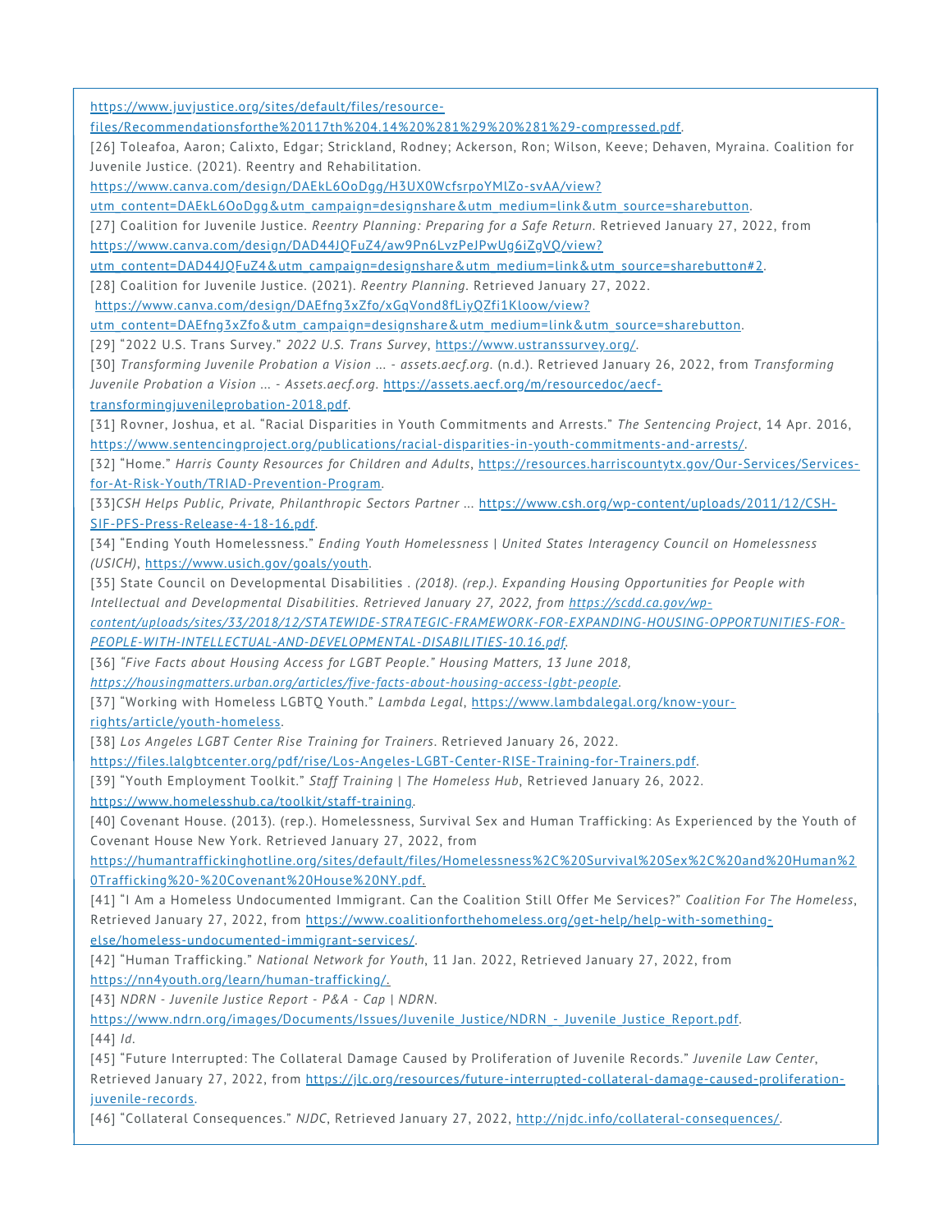https://www.juvjustice.org/sites/default/files/resource-files/Recommendationsforthe%20117th%204.14%20%281%29%20%281%29-compressed.pdf.

[26] Toleafoa, Aaron; Calixto, Edgar; Strickland, Rodney; Ackerson, Ron; Wilson, Keeve; Dehaven, Myraina. Coalition for Juvenile Justice. (2021). Reentry and Rehabilitation. https://www.canva.com/design/DAEkL6OoDgg/H3UX0WcfsrpoYMlZo-svAA/view?utm_content=DAEkL6OoDgg&utm_campaign=designshare&utm_medium=link&utm_source=sharebutton.

[27] Coalition for Juvenile Justice. *Reentry Planning: Preparing for a Safe Return*. Retrieved January 27, 2022, from https://www.canva.com/design/DAD44JQFuZ4/aw9Pn6LvzPeJPwUg6iZgVQ/view?utm_content=DAD44JQFuZ4&utm_campaign=designshare&utm_medium=link&utm_source=sharebutton#2.

[28] Coalition for Juvenile Justice. (2021). *Reentry Planning*. Retrieved January 27, 2022. https://www.canva.com/design/DAEfng3xZfo/xGqVond8fLiyQZfi1Kloow/view?utm_content=DAEfng3xZfo&utm_campaign=designshare&utm_medium=link&utm_source=sharebutton.

[29] "2022 U.S. Trans Survey." *2022 U.S. Trans Survey*, https://www.ustranssurvey.org/.

[30] *Transforming Juvenile Probation a Vision ... - assets.aecf.org*. (n.d.). Retrieved January 26, 2022, from *Transforming Juvenile Probation a Vision ... - Assets.aecf.org*. https://assets.aecf.org/m/resourcedoc/aecf-transformingjuvenileprobation-2018.pdf.

[31] Rovner, Joshua, et al. "Racial Disparities in Youth Commitments and Arrests." *The Sentencing Project*, 14 Apr. 2016, https://www.sentencingproject.org/publications/racial-disparities-in-youth-commitments-and-arrests/.

[32] "Home." *Harris County Resources for Children and Adults*, https://resources.harriscountytx.gov/Our-Services/Services-for-At-Risk-Youth/TRIAD-Prevention-Program.

[33]*CSH Helps Public, Private, Philanthropic Sectors Partner ...* https://www.csh.org/wp-content/uploads/2011/12/CSH-SIF-PFS-Press-Release-4-18-16.pdf.

[34] "Ending Youth Homelessness." *Ending Youth Homelessness | United States Interagency Council on Homelessness (USICH)*, https://www.usich.gov/goals/youth.

[35] State Council on Developmental Disabilities . *(2018). (rep.). Expanding Housing Opportunities for People with Intellectual and Developmental Disabilities. Retrieved January 27, 2022, from https://scdd.ca.gov/wp-content/uploads/sites/33/2018/12/STATEWIDE-STRATEGIC-FRAMEWORK-FOR-EXPANDING-HOUSING-OPPORTUNITIES-FOR-PEOPLE-WITH-INTELLECTUAL-AND-DEVELOPMENTAL-DISABILITIES-10.16.pdf.*

[36] *"Five Facts about Housing Access for LGBT People." Housing Matters, 13 June 2018, https://housingmatters.urban.org/articles/five-facts-about-housing-access-lgbt-people.*

[37] "Working with Homeless LGBTQ Youth." *Lambda Legal*, https://www.lambdalegal.org/know-your-rights/article/youth-homeless.

[38] *Los Angeles LGBT Center Rise Training for Trainers*. Retrieved January 26, 2022. https://files.lalgbtcenter.org/pdf/rise/Los-Angeles-LGBT-Center-RISE-Training-for-Trainers.pdf.

[39] "Youth Employment Toolkit." *Staff Training | The Homeless Hub*, Retrieved January 26, 2022. https://www.homelesshub.ca/toolkit/staff-training.

[40] Covenant House. (2013). (rep.). Homelessness, Survival Sex and Human Trafficking: As Experienced by the Youth of Covenant House New York. Retrieved January 27, 2022, from https://humantraffickinghotline.org/sites/default/files/Homelessness%2C%20Survival%20Sex%2C%20and%20Human%20Trafficking%20-%20Covenant%20House%20NY.pdf.

[41] "I Am a Homeless Undocumented Immigrant. Can the Coalition Still Offer Me Services?" *Coalition For The Homeless*, Retrieved January 27, 2022, from https://www.coalitionforthehomeless.org/get-help/help-with-something-else/homeless-undocumented-immigrant-services/.

[42] "Human Trafficking." *National Network for Youth*, 11 Jan. 2022, Retrieved January 27, 2022, from https://nn4youth.org/learn/human-trafficking/.

[43] *NDRN - Juvenile Justice Report - P&A - Cap | NDRN*. https://www.ndrn.org/images/Documents/Issues/Juvenile_Justice/NDRN_-_Juvenile_Justice_Report.pdf.

[44] *Id*.

[45] "Future Interrupted: The Collateral Damage Caused by Proliferation of Juvenile Records." *Juvenile Law Center*, Retrieved January 27, 2022, from https://jlc.org/resources/future-interrupted-collateral-damage-caused-proliferation-juvenile-records.

[46] "Collateral Consequences." *NJDC*, Retrieved January 27, 2022, http://njdc.info/collateral-consequences/.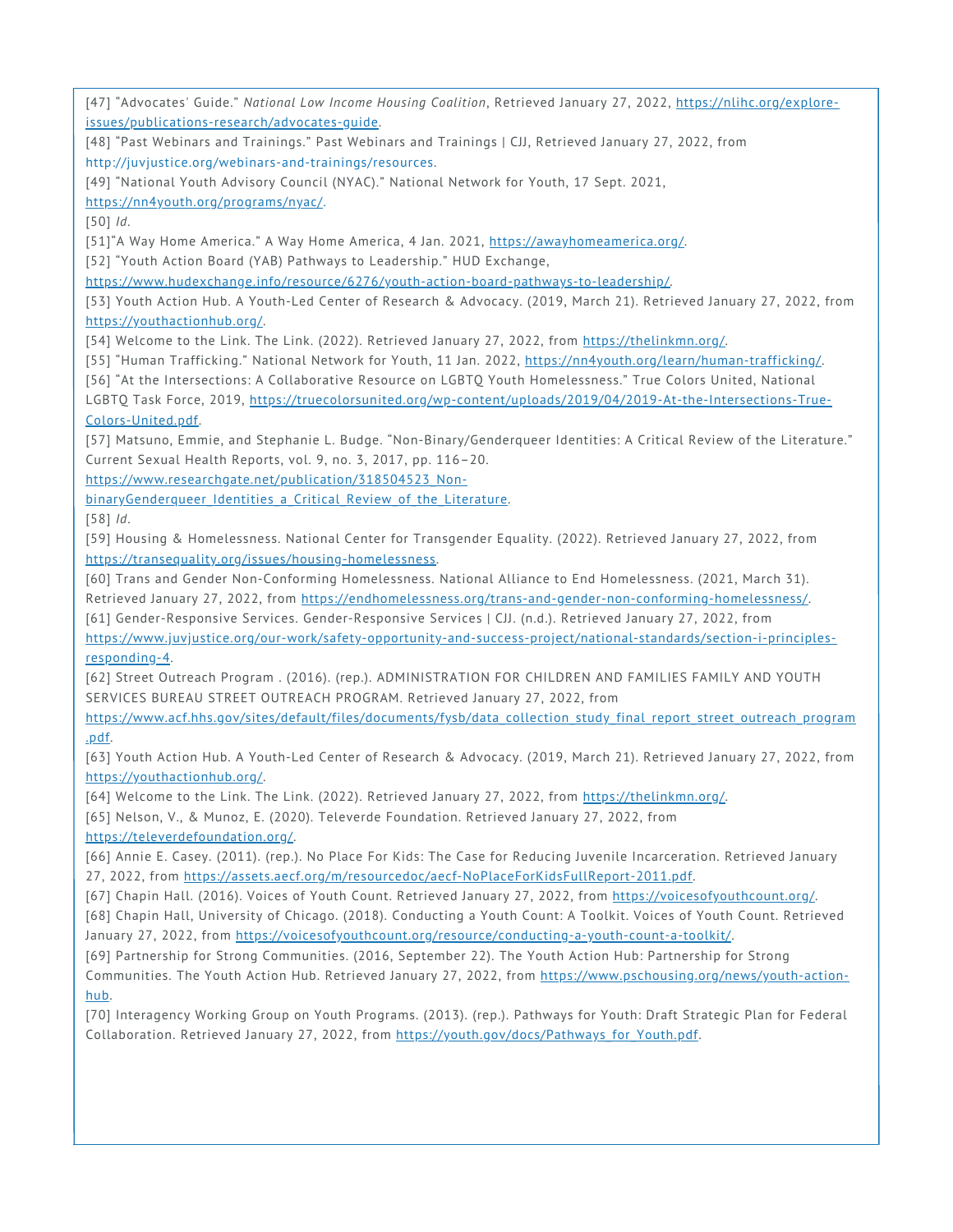[47] "Advocates' Guide." *National Low Income Housing Coalition*, Retrieved January 27, 2022, https://nlihc.org/explore-issues/publications-research/advocates-guide.

[48] "Past Webinars and Trainings." Past Webinars and Trainings | CJJ, Retrieved January 27, 2022, from http://juvjustice.org/webinars-and-trainings/resources.

[49] "National Youth Advisory Council (NYAC)." National Network for Youth, 17 Sept. 2021, https://nn4youth.org/programs/nyac/.

[50] *Id*.

[51]"A Way Home America." A Way Home America, 4 Jan. 2021, https://awayhomeamerica.org/.

[52] "Youth Action Board (YAB) Pathways to Leadership." HUD Exchange, https://www.hudexchange.info/resource/6276/youth-action-board-pathways-to-leadership/.

[53] Youth Action Hub. A Youth-Led Center of Research & Advocacy. (2019, March 21). Retrieved January 27, 2022, from https://youthactionhub.org/.

[54] Welcome to the Link. The Link. (2022). Retrieved January 27, 2022, from https://thelinkmn.org/.

[55] "Human Trafficking." National Network for Youth, 11 Jan. 2022, https://nn4youth.org/learn/human-trafficking/.

[56] "At the Intersections: A Collaborative Resource on LGBTQ Youth Homelessness." True Colors United, National LGBTQ Task Force, 2019, https://truecolorsunited.org/wp-content/uploads/2019/04/2019-At-the-Intersections-True-Colors-United.pdf.

[57] Matsuno, Emmie, and Stephanie L. Budge. "Non-Binary/Genderqueer Identities: A Critical Review of the Literature." Current Sexual Health Reports, vol. 9, no. 3, 2017, pp. 116–20. https://www.researchgate.net/publication/318504523_Non-binaryGenderqueer_Identities_a_Critical_Review_of_the_Literature.

[58] *Id*.

[59] Housing & Homelessness. National Center for Transgender Equality. (2022). Retrieved January 27, 2022, from https://transequality.org/issues/housing-homelessness.

[60] Trans and Gender Non-Conforming Homelessness. National Alliance to End Homelessness. (2021, March 31). Retrieved January 27, 2022, from https://endhomelessness.org/trans-and-gender-non-conforming-homelessness/.

[61] Gender-Responsive Services. Gender-Responsive Services | CJJ. (n.d.). Retrieved January 27, 2022, from https://www.juvjustice.org/our-work/safety-opportunity-and-success-project/national-standards/section-i-principles-responding-4.

[62] Street Outreach Program . (2016). (rep.). ADMINISTRATION FOR CHILDREN AND FAMILIES FAMILY AND YOUTH SERVICES BUREAU STREET OUTREACH PROGRAM. Retrieved January 27, 2022, from https://www.acf.hhs.gov/sites/default/files/documents/fysb/data_collection_study_final_report_street_outreach_program.pdf.

[63] Youth Action Hub. A Youth-Led Center of Research & Advocacy. (2019, March 21). Retrieved January 27, 2022, from https://youthactionhub.org/.

[64] Welcome to the Link. The Link. (2022). Retrieved January 27, 2022, from https://thelinkmn.org/.

[65] Nelson, V., & Munoz, E. (2020). Televerde Foundation. Retrieved January 27, 2022, from https://televerdefoundation.org/.

[66] Annie E. Casey. (2011). (rep.). No Place For Kids: The Case for Reducing Juvenile Incarceration. Retrieved January 27, 2022, from https://assets.aecf.org/m/resourcedoc/aecf-NoPlaceForKidsFullReport-2011.pdf.

[67] Chapin Hall. (2016). Voices of Youth Count. Retrieved January 27, 2022, from https://voicesofyouthcount.org/.

[68] Chapin Hall, University of Chicago. (2018). Conducting a Youth Count: A Toolkit. Voices of Youth Count. Retrieved January 27, 2022, from https://voicesofyouthcount.org/resource/conducting-a-youth-count-a-toolkit/.

[69] Partnership for Strong Communities. (2016, September 22). The Youth Action Hub: Partnership for Strong Communities. The Youth Action Hub. Retrieved January 27, 2022, from https://www.pschousing.org/news/youth-action-hub.

[70] Interagency Working Group on Youth Programs. (2013). (rep.). Pathways for Youth: Draft Strategic Plan for Federal Collaboration. Retrieved January 27, 2022, from https://youth.gov/docs/Pathways_for_Youth.pdf.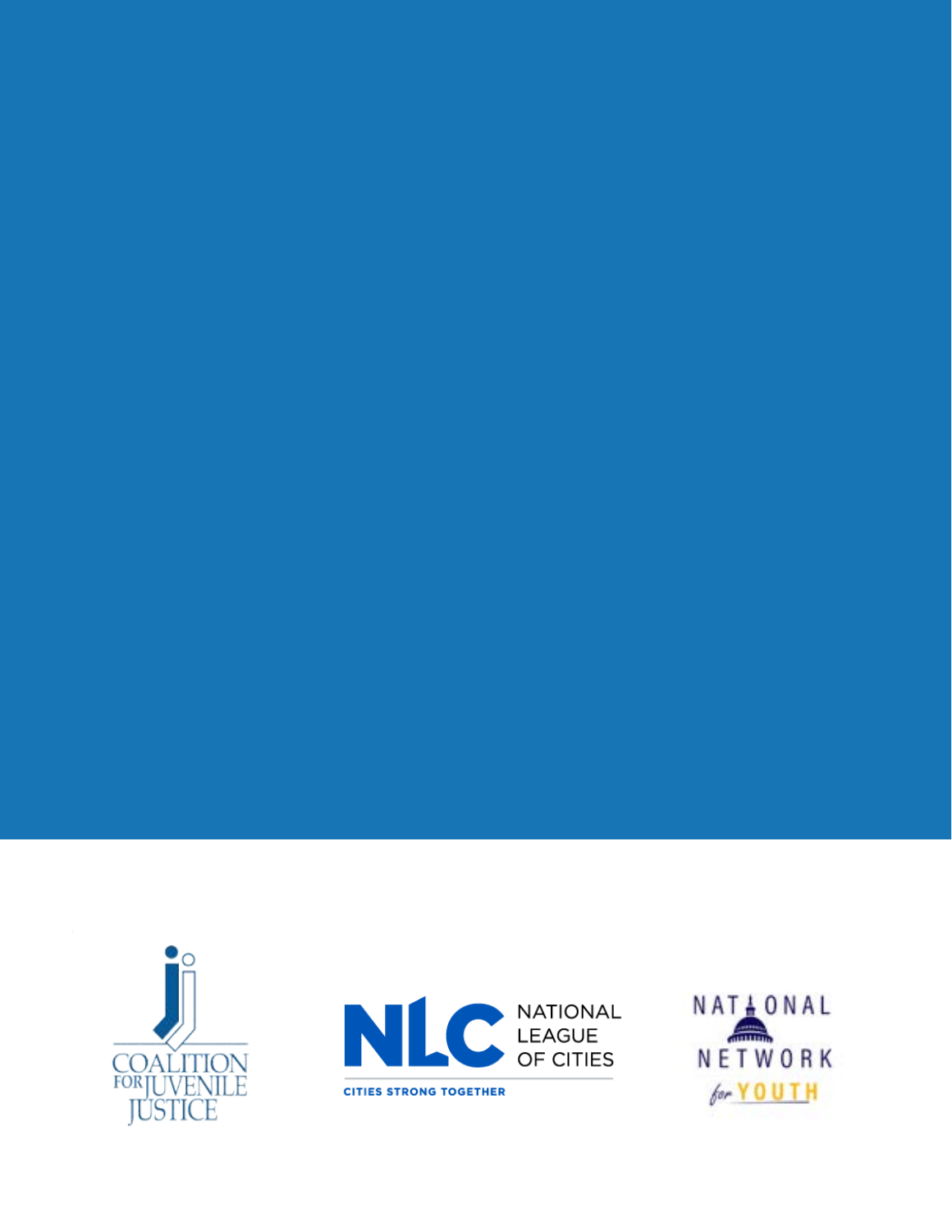COALITION FOR JUVENILE JUSTICE

NLC NATIONAL LEAGUE OF CITIES

CITIES STRONG TOGETHER

NATIONAL NETWORK for YOUTH